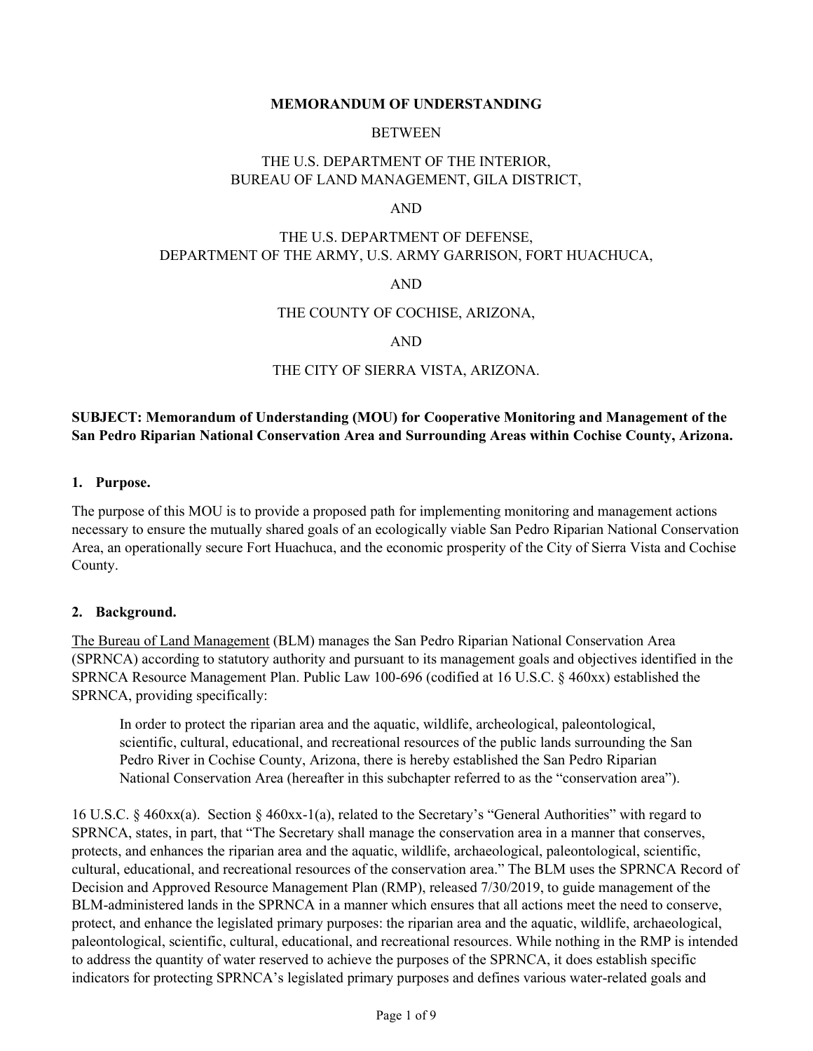**MEMORANDUM OF UNDERSTANDING**

BETWEEN

THE U.S. DEPARTMENT OF THE INTERIOR,
BUREAU OF LAND MANAGEMENT, GILA DISTRICT,

AND

THE U.S. DEPARTMENT OF DEFENSE,
DEPARTMENT OF THE ARMY, U.S. ARMY GARRISON, FORT HUACHUCA,

AND

THE COUNTY OF COCHISE, ARIZONA,

AND

THE CITY OF SIERRA VISTA, ARIZONA.

**SUBJECT: Memorandum of Understanding (MOU) for Cooperative Monitoring and Management of the San Pedro Riparian National Conservation Area and Surrounding Areas within Cochise County, Arizona.**

## 1. Purpose.

The purpose of this MOU is to provide a proposed path for implementing monitoring and management actions necessary to ensure the mutually shared goals of an ecologically viable San Pedro Riparian National Conservation Area, an operationally secure Fort Huachuca, and the economic prosperity of the City of Sierra Vista and Cochise County.

## 2. Background.

The Bureau of Land Management (BLM) manages the San Pedro Riparian National Conservation Area (SPRNCA) according to statutory authority and pursuant to its management goals and objectives identified in the SPRNCA Resource Management Plan. Public Law 100-696 (codified at 16 U.S.C. § 460xx) established the SPRNCA, providing specifically:

> In order to protect the riparian area and the aquatic, wildlife, archeological, paleontological, scientific, cultural, educational, and recreational resources of the public lands surrounding the San Pedro River in Cochise County, Arizona, there is hereby established the San Pedro Riparian National Conservation Area (hereafter in this subchapter referred to as the "conservation area").

16 U.S.C. § 460xx(a). Section § 460xx-1(a), related to the Secretary's "General Authorities" with regard to SPRNCA, states, in part, that "The Secretary shall manage the conservation area in a manner that conserves, protects, and enhances the riparian area and the aquatic, wildlife, archaeological, paleontological, scientific, cultural, educational, and recreational resources of the conservation area." The BLM uses the SPRNCA Record of Decision and Approved Resource Management Plan (RMP), released 7/30/2019, to guide management of the BLM-administered lands in the SPRNCA in a manner which ensures that all actions meet the need to conserve, protect, and enhance the legislated primary purposes: the riparian area and the aquatic, wildlife, archaeological, paleontological, scientific, cultural, educational, and recreational resources. While nothing in the RMP is intended to address the quantity of water reserved to achieve the purposes of the SPRNCA, it does establish specific indicators for protecting SPRNCA's legislated primary purposes and defines various water-related goals and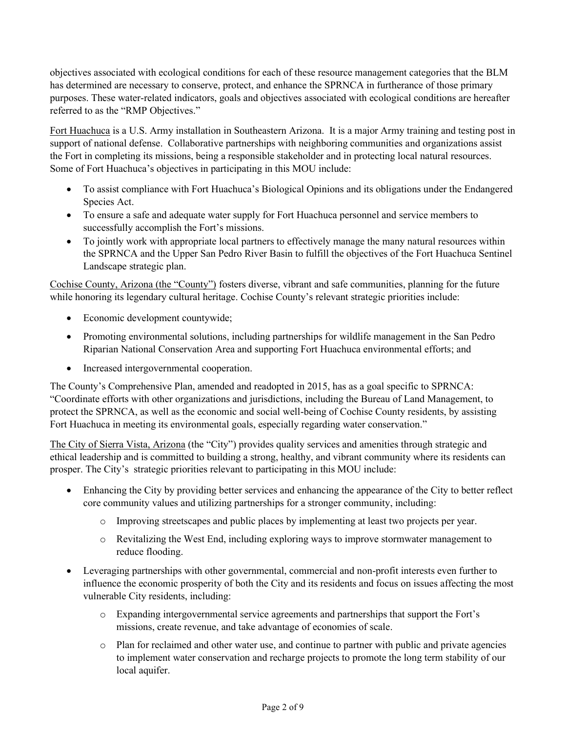objectives associated with ecological conditions for each of these resource management categories that the BLM has determined are necessary to conserve, protect, and enhance the SPRNCA in furtherance of those primary purposes. These water-related indicators, goals and objectives associated with ecological conditions are hereafter referred to as the "RMP Objectives."

Fort Huachuca is a U.S. Army installation in Southeastern Arizona. It is a major Army training and testing post in support of national defense. Collaborative partnerships with neighboring communities and organizations assist the Fort in completing its missions, being a responsible stakeholder and in protecting local natural resources. Some of Fort Huachuca's objectives in participating in this MOU include:

- To assist compliance with Fort Huachuca's Biological Opinions and its obligations under the Endangered Species Act.
- To ensure a safe and adequate water supply for Fort Huachuca personnel and service members to successfully accomplish the Fort's missions.
- To jointly work with appropriate local partners to effectively manage the many natural resources within the SPRNCA and the Upper San Pedro River Basin to fulfill the objectives of the Fort Huachuca Sentinel Landscape strategic plan.

Cochise County, Arizona (the "County") fosters diverse, vibrant and safe communities, planning for the future while honoring its legendary cultural heritage. Cochise County's relevant strategic priorities include:

- Economic development countywide;
- Promoting environmental solutions, including partnerships for wildlife management in the San Pedro Riparian National Conservation Area and supporting Fort Huachuca environmental efforts; and
- Increased intergovernmental cooperation.

The County's Comprehensive Plan, amended and readopted in 2015, has as a goal specific to SPRNCA: "Coordinate efforts with other organizations and jurisdictions, including the Bureau of Land Management, to protect the SPRNCA, as well as the economic and social well-being of Cochise County residents, by assisting Fort Huachuca in meeting its environmental goals, especially regarding water conservation."

The City of Sierra Vista, Arizona (the "City") provides quality services and amenities through strategic and ethical leadership and is committed to building a strong, healthy, and vibrant community where its residents can prosper. The City's strategic priorities relevant to participating in this MOU include:

- Enhancing the City by providing better services and enhancing the appearance of the City to better reflect core community values and utilizing partnerships for a stronger community, including:
    - Improving streetscapes and public places by implementing at least two projects per year.
    - Revitalizing the West End, including exploring ways to improve stormwater management to reduce flooding.
- Leveraging partnerships with other governmental, commercial and non-profit interests even further to influence the economic prosperity of both the City and its residents and focus on issues affecting the most vulnerable City residents, including:
    - Expanding intergovernmental service agreements and partnerships that support the Fort's missions, create revenue, and take advantage of economies of scale.
    - Plan for reclaimed and other water use, and continue to partner with public and private agencies to implement water conservation and recharge projects to promote the long term stability of our local aquifer.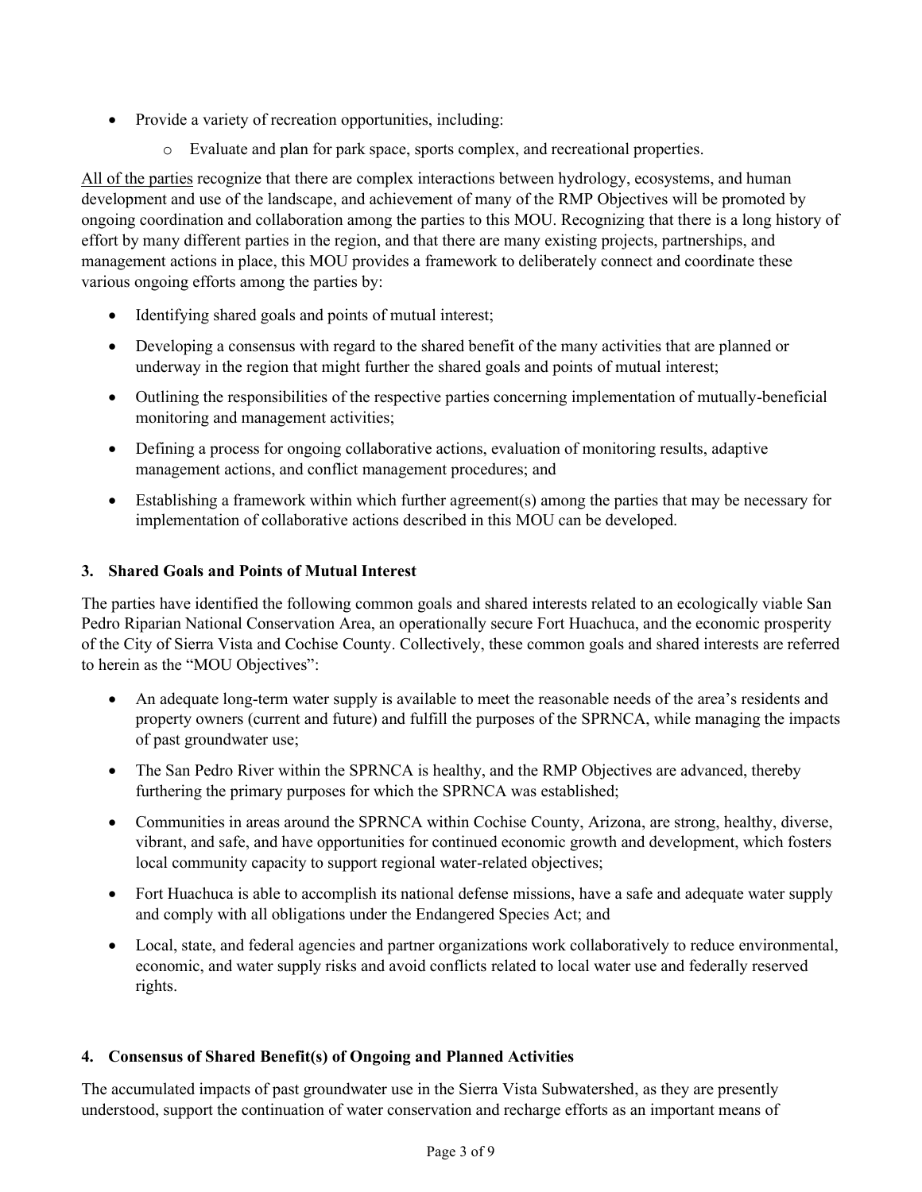- Provide a variety of recreation opportunities, including:
  - Evaluate and plan for park space, sports complex, and recreational properties.

<u>All of the parties</u> recognize that there are complex interactions between hydrology, ecosystems, and human development and use of the landscape, and achievement of many of the RMP Objectives will be promoted by ongoing coordination and collaboration among the parties to this MOU. Recognizing that there is a long history of effort by many different parties in the region, and that there are many existing projects, partnerships, and management actions in place, this MOU provides a framework to deliberately connect and coordinate these various ongoing efforts among the parties by:

- Identifying shared goals and points of mutual interest;
- Developing a consensus with regard to the shared benefit of the many activities that are planned or underway in the region that might further the shared goals and points of mutual interest;
- Outlining the responsibilities of the respective parties concerning implementation of mutually-beneficial monitoring and management activities;
- Defining a process for ongoing collaborative actions, evaluation of monitoring results, adaptive management actions, and conflict management procedures; and
- Establishing a framework within which further agreement(s) among the parties that may be necessary for implementation of collaborative actions described in this MOU can be developed.

### 3. Shared Goals and Points of Mutual Interest

The parties have identified the following common goals and shared interests related to an ecologically viable San Pedro Riparian National Conservation Area, an operationally secure Fort Huachuca, and the economic prosperity of the City of Sierra Vista and Cochise County. Collectively, these common goals and shared interests are referred to herein as the "MOU Objectives":

- An adequate long-term water supply is available to meet the reasonable needs of the area's residents and property owners (current and future) and fulfill the purposes of the SPRNCA, while managing the impacts of past groundwater use;
- The San Pedro River within the SPRNCA is healthy, and the RMP Objectives are advanced, thereby furthering the primary purposes for which the SPRNCA was established;
- Communities in areas around the SPRNCA within Cochise County, Arizona, are strong, healthy, diverse, vibrant, and safe, and have opportunities for continued economic growth and development, which fosters local community capacity to support regional water-related objectives;
- Fort Huachuca is able to accomplish its national defense missions, have a safe and adequate water supply and comply with all obligations under the Endangered Species Act; and
- Local, state, and federal agencies and partner organizations work collaboratively to reduce environmental, economic, and water supply risks and avoid conflicts related to local water use and federally reserved rights.

### 4. Consensus of Shared Benefit(s) of Ongoing and Planned Activities

The accumulated impacts of past groundwater use in the Sierra Vista Subwatershed, as they are presently understood, support the continuation of water conservation and recharge efforts as an important means of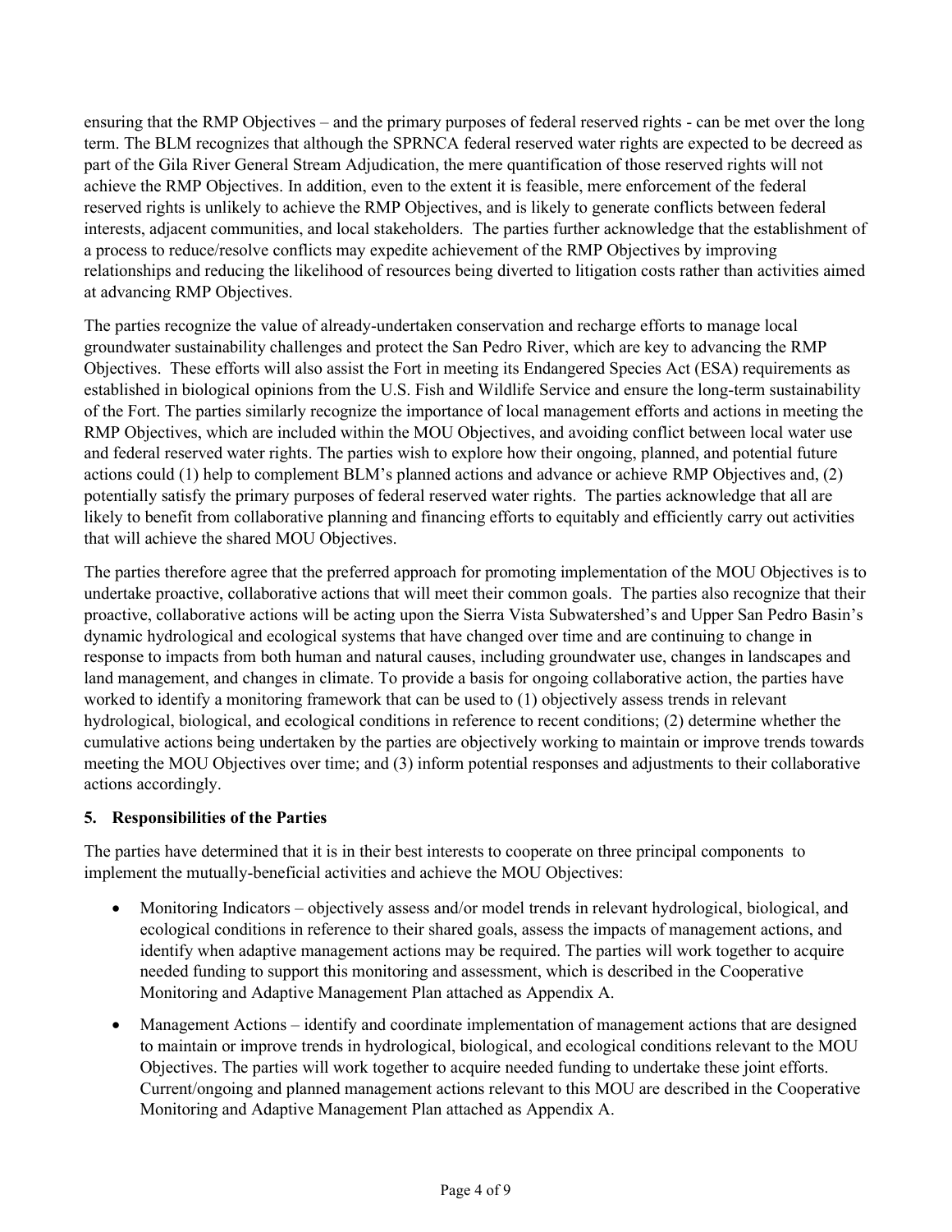ensuring that the RMP Objectives – and the primary purposes of federal reserved rights - can be met over the long term. The BLM recognizes that although the SPRNCA federal reserved water rights are expected to be decreed as part of the Gila River General Stream Adjudication, the mere quantification of those reserved rights will not achieve the RMP Objectives. In addition, even to the extent it is feasible, mere enforcement of the federal reserved rights is unlikely to achieve the RMP Objectives, and is likely to generate conflicts between federal interests, adjacent communities, and local stakeholders. The parties further acknowledge that the establishment of a process to reduce/resolve conflicts may expedite achievement of the RMP Objectives by improving relationships and reducing the likelihood of resources being diverted to litigation costs rather than activities aimed at advancing RMP Objectives.

The parties recognize the value of already-undertaken conservation and recharge efforts to manage local groundwater sustainability challenges and protect the San Pedro River, which are key to advancing the RMP Objectives. These efforts will also assist the Fort in meeting its Endangered Species Act (ESA) requirements as established in biological opinions from the U.S. Fish and Wildlife Service and ensure the long-term sustainability of the Fort. The parties similarly recognize the importance of local management efforts and actions in meeting the RMP Objectives, which are included within the MOU Objectives, and avoiding conflict between local water use and federal reserved water rights. The parties wish to explore how their ongoing, planned, and potential future actions could (1) help to complement BLM's planned actions and advance or achieve RMP Objectives and, (2) potentially satisfy the primary purposes of federal reserved water rights. The parties acknowledge that all are likely to benefit from collaborative planning and financing efforts to equitably and efficiently carry out activities that will achieve the shared MOU Objectives.

The parties therefore agree that the preferred approach for promoting implementation of the MOU Objectives is to undertake proactive, collaborative actions that will meet their common goals. The parties also recognize that their proactive, collaborative actions will be acting upon the Sierra Vista Subwatershed's and Upper San Pedro Basin's dynamic hydrological and ecological systems that have changed over time and are continuing to change in response to impacts from both human and natural causes, including groundwater use, changes in landscapes and land management, and changes in climate. To provide a basis for ongoing collaborative action, the parties have worked to identify a monitoring framework that can be used to (1) objectively assess trends in relevant hydrological, biological, and ecological conditions in reference to recent conditions; (2) determine whether the cumulative actions being undertaken by the parties are objectively working to maintain or improve trends towards meeting the MOU Objectives over time; and (3) inform potential responses and adjustments to their collaborative actions accordingly.

## 5. Responsibilities of the Parties

The parties have determined that it is in their best interests to cooperate on three principal components to implement the mutually-beneficial activities and achieve the MOU Objectives:

- Monitoring Indicators – objectively assess and/or model trends in relevant hydrological, biological, and ecological conditions in reference to their shared goals, assess the impacts of management actions, and identify when adaptive management actions may be required. The parties will work together to acquire needed funding to support this monitoring and assessment, which is described in the Cooperative Monitoring and Adaptive Management Plan attached as Appendix A.
- Management Actions – identify and coordinate implementation of management actions that are designed to maintain or improve trends in hydrological, biological, and ecological conditions relevant to the MOU Objectives. The parties will work together to acquire needed funding to undertake these joint efforts. Current/ongoing and planned management actions relevant to this MOU are described in the Cooperative Monitoring and Adaptive Management Plan attached as Appendix A.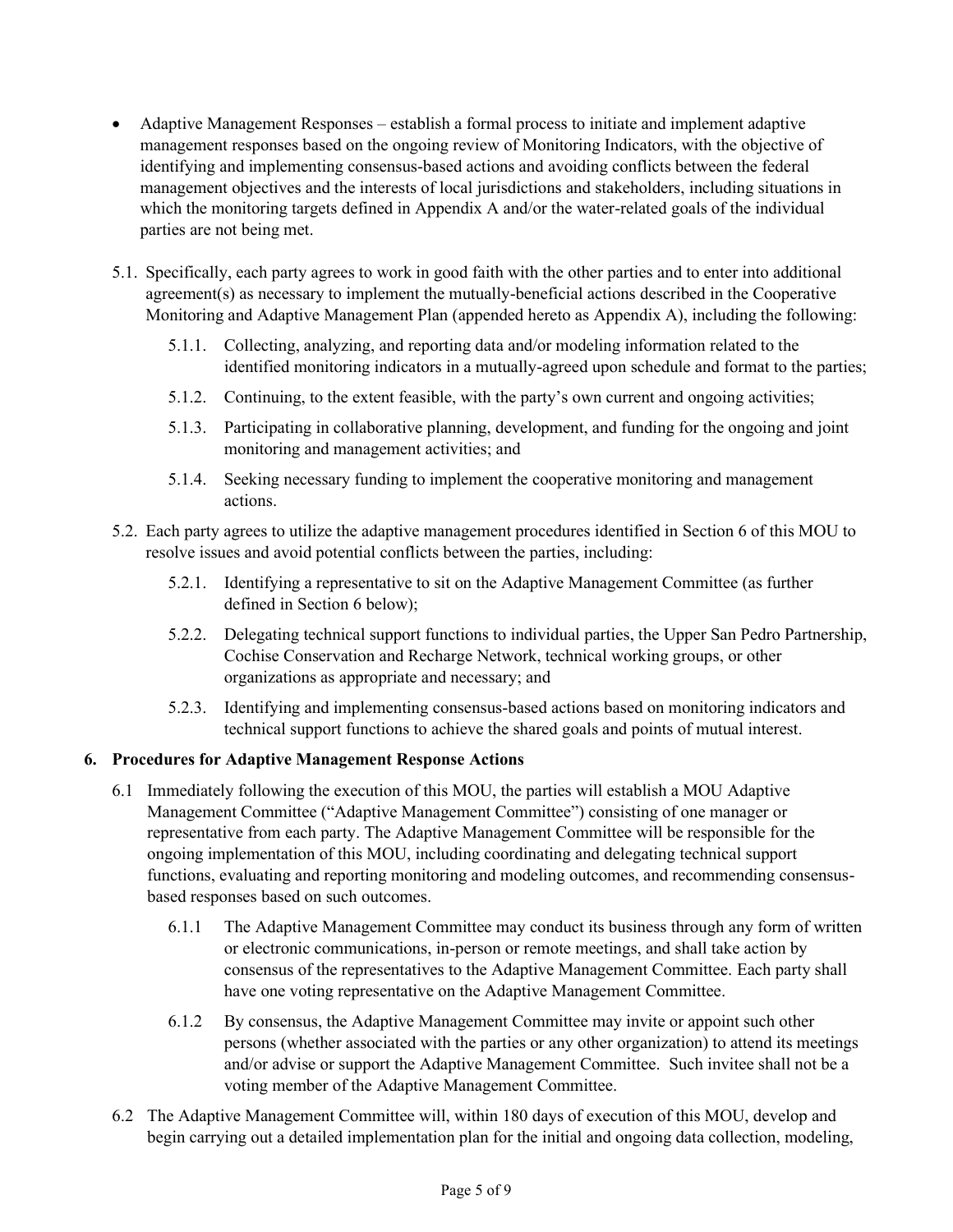- Adaptive Management Responses – establish a formal process to initiate and implement adaptive management responses based on the ongoing review of Monitoring Indicators, with the objective of identifying and implementing consensus-based actions and avoiding conflicts between the federal management objectives and the interests of local jurisdictions and stakeholders, including situations in which the monitoring targets defined in Appendix A and/or the water-related goals of the individual parties are not being met.

5.1. Specifically, each party agrees to work in good faith with the other parties and to enter into additional agreement(s) as necessary to implement the mutually-beneficial actions described in the Cooperative Monitoring and Adaptive Management Plan (appended hereto as Appendix A), including the following:

   5.1.1. Collecting, analyzing, and reporting data and/or modeling information related to the identified monitoring indicators in a mutually-agreed upon schedule and format to the parties;

   5.1.2. Continuing, to the extent feasible, with the party's own current and ongoing activities;

   5.1.3. Participating in collaborative planning, development, and funding for the ongoing and joint monitoring and management activities; and

   5.1.4. Seeking necessary funding to implement the cooperative monitoring and management actions.

5.2. Each party agrees to utilize the adaptive management procedures identified in Section 6 of this MOU to resolve issues and avoid potential conflicts between the parties, including:

   5.2.1. Identifying a representative to sit on the Adaptive Management Committee (as further defined in Section 6 below);

   5.2.2. Delegating technical support functions to individual parties, the Upper San Pedro Partnership, Cochise Conservation and Recharge Network, technical working groups, or other organizations as appropriate and necessary; and

   5.2.3. Identifying and implementing consensus-based actions based on monitoring indicators and technical support functions to achieve the shared goals and points of mutual interest.

**6. Procedures for Adaptive Management Response Actions**

6.1 Immediately following the execution of this MOU, the parties will establish a MOU Adaptive Management Committee ("Adaptive Management Committee") consisting of one manager or representative from each party. The Adaptive Management Committee will be responsible for the ongoing implementation of this MOU, including coordinating and delegating technical support functions, evaluating and reporting monitoring and modeling outcomes, and recommending consensus-based responses based on such outcomes.

   6.1.1 The Adaptive Management Committee may conduct its business through any form of written or electronic communications, in-person or remote meetings, and shall take action by consensus of the representatives to the Adaptive Management Committee. Each party shall have one voting representative on the Adaptive Management Committee.

   6.1.2 By consensus, the Adaptive Management Committee may invite or appoint such other persons (whether associated with the parties or any other organization) to attend its meetings and/or advise or support the Adaptive Management Committee. Such invitee shall not be a voting member of the Adaptive Management Committee.

6.2 The Adaptive Management Committee will, within 180 days of execution of this MOU, develop and begin carrying out a detailed implementation plan for the initial and ongoing data collection, modeling,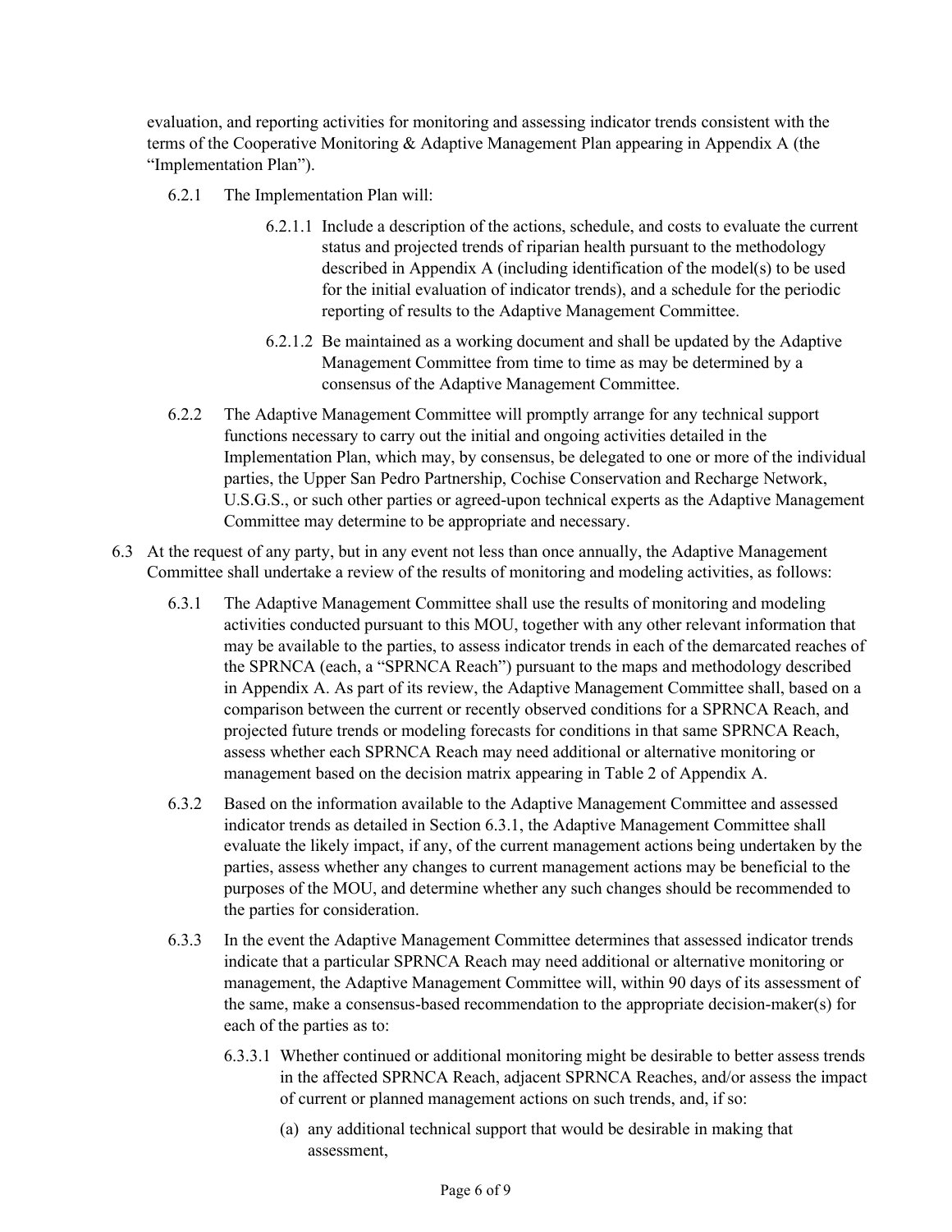evaluation, and reporting activities for monitoring and assessing indicator trends consistent with the terms of the Cooperative Monitoring & Adaptive Management Plan appearing in Appendix A (the "Implementation Plan").

6.2.1 The Implementation Plan will:

6.2.1.1 Include a description of the actions, schedule, and costs to evaluate the current status and projected trends of riparian health pursuant to the methodology described in Appendix A (including identification of the model(s) to be used for the initial evaluation of indicator trends), and a schedule for the periodic reporting of results to the Adaptive Management Committee.

6.2.1.2 Be maintained as a working document and shall be updated by the Adaptive Management Committee from time to time as may be determined by a consensus of the Adaptive Management Committee.

6.2.2 The Adaptive Management Committee will promptly arrange for any technical support functions necessary to carry out the initial and ongoing activities detailed in the Implementation Plan, which may, by consensus, be delegated to one or more of the individual parties, the Upper San Pedro Partnership, Cochise Conservation and Recharge Network, U.S.G.S., or such other parties or agreed-upon technical experts as the Adaptive Management Committee may determine to be appropriate and necessary.

6.3 At the request of any party, but in any event not less than once annually, the Adaptive Management Committee shall undertake a review of the results of monitoring and modeling activities, as follows:

6.3.1 The Adaptive Management Committee shall use the results of monitoring and modeling activities conducted pursuant to this MOU, together with any other relevant information that may be available to the parties, to assess indicator trends in each of the demarcated reaches of the SPRNCA (each, a "SPRNCA Reach") pursuant to the maps and methodology described in Appendix A. As part of its review, the Adaptive Management Committee shall, based on a comparison between the current or recently observed conditions for a SPRNCA Reach, and projected future trends or modeling forecasts for conditions in that same SPRNCA Reach, assess whether each SPRNCA Reach may need additional or alternative monitoring or management based on the decision matrix appearing in Table 2 of Appendix A.

6.3.2 Based on the information available to the Adaptive Management Committee and assessed indicator trends as detailed in Section 6.3.1, the Adaptive Management Committee shall evaluate the likely impact, if any, of the current management actions being undertaken by the parties, assess whether any changes to current management actions may be beneficial to the purposes of the MOU, and determine whether any such changes should be recommended to the parties for consideration.

6.3.3 In the event the Adaptive Management Committee determines that assessed indicator trends indicate that a particular SPRNCA Reach may need additional or alternative monitoring or management, the Adaptive Management Committee will, within 90 days of its assessment of the same, make a consensus-based recommendation to the appropriate decision-maker(s) for each of the parties as to:

6.3.3.1 Whether continued or additional monitoring might be desirable to better assess trends in the affected SPRNCA Reach, adjacent SPRNCA Reaches, and/or assess the impact of current or planned management actions on such trends, and, if so:

(a) any additional technical support that would be desirable in making that assessment,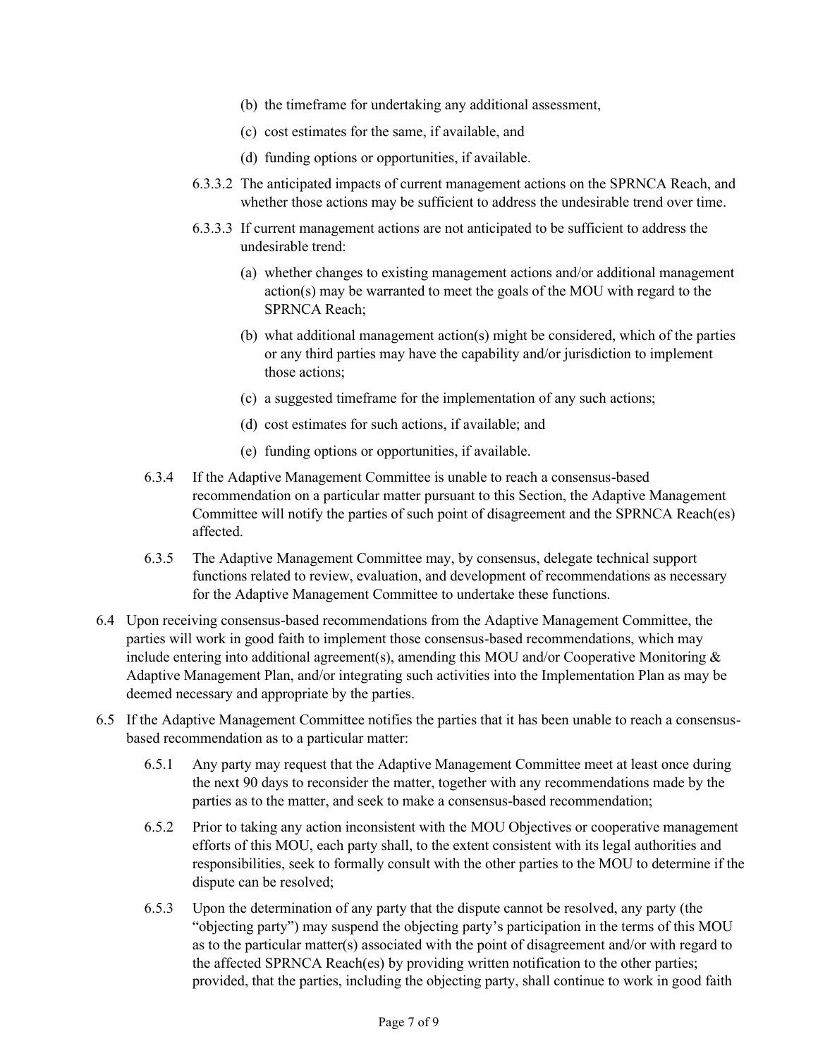(b) the timeframe for undertaking any additional assessment,

(c) cost estimates for the same, if available, and

(d) funding options or opportunities, if available.

6.3.3.2 The anticipated impacts of current management actions on the SPRNCA Reach, and whether those actions may be sufficient to address the undesirable trend over time.

6.3.3.3 If current management actions are not anticipated to be sufficient to address the undesirable trend:

(a) whether changes to existing management actions and/or additional management action(s) may be warranted to meet the goals of the MOU with regard to the SPRNCA Reach;

(b) what additional management action(s) might be considered, which of the parties or any third parties may have the capability and/or jurisdiction to implement those actions;

(c) a suggested timeframe for the implementation of any such actions;

(d) cost estimates for such actions, if available; and

(e) funding options or opportunities, if available.

6.3.4 If the Adaptive Management Committee is unable to reach a consensus-based recommendation on a particular matter pursuant to this Section, the Adaptive Management Committee will notify the parties of such point of disagreement and the SPRNCA Reach(es) affected.

6.3.5 The Adaptive Management Committee may, by consensus, delegate technical support functions related to review, evaluation, and development of recommendations as necessary for the Adaptive Management Committee to undertake these functions.

6.4 Upon receiving consensus-based recommendations from the Adaptive Management Committee, the parties will work in good faith to implement those consensus-based recommendations, which may include entering into additional agreement(s), amending this MOU and/or Cooperative Monitoring & Adaptive Management Plan, and/or integrating such activities into the Implementation Plan as may be deemed necessary and appropriate by the parties.

6.5 If the Adaptive Management Committee notifies the parties that it has been unable to reach a consensus-based recommendation as to a particular matter:

6.5.1 Any party may request that the Adaptive Management Committee meet at least once during the next 90 days to reconsider the matter, together with any recommendations made by the parties as to the matter, and seek to make a consensus-based recommendation;

6.5.2 Prior to taking any action inconsistent with the MOU Objectives or cooperative management efforts of this MOU, each party shall, to the extent consistent with its legal authorities and responsibilities, seek to formally consult with the other parties to the MOU to determine if the dispute can be resolved;

6.5.3 Upon the determination of any party that the dispute cannot be resolved, any party (the "objecting party") may suspend the objecting party's participation in the terms of this MOU as to the particular matter(s) associated with the point of disagreement and/or with regard to the affected SPRNCA Reach(es) by providing written notification to the other parties; provided, that the parties, including the objecting party, shall continue to work in good faith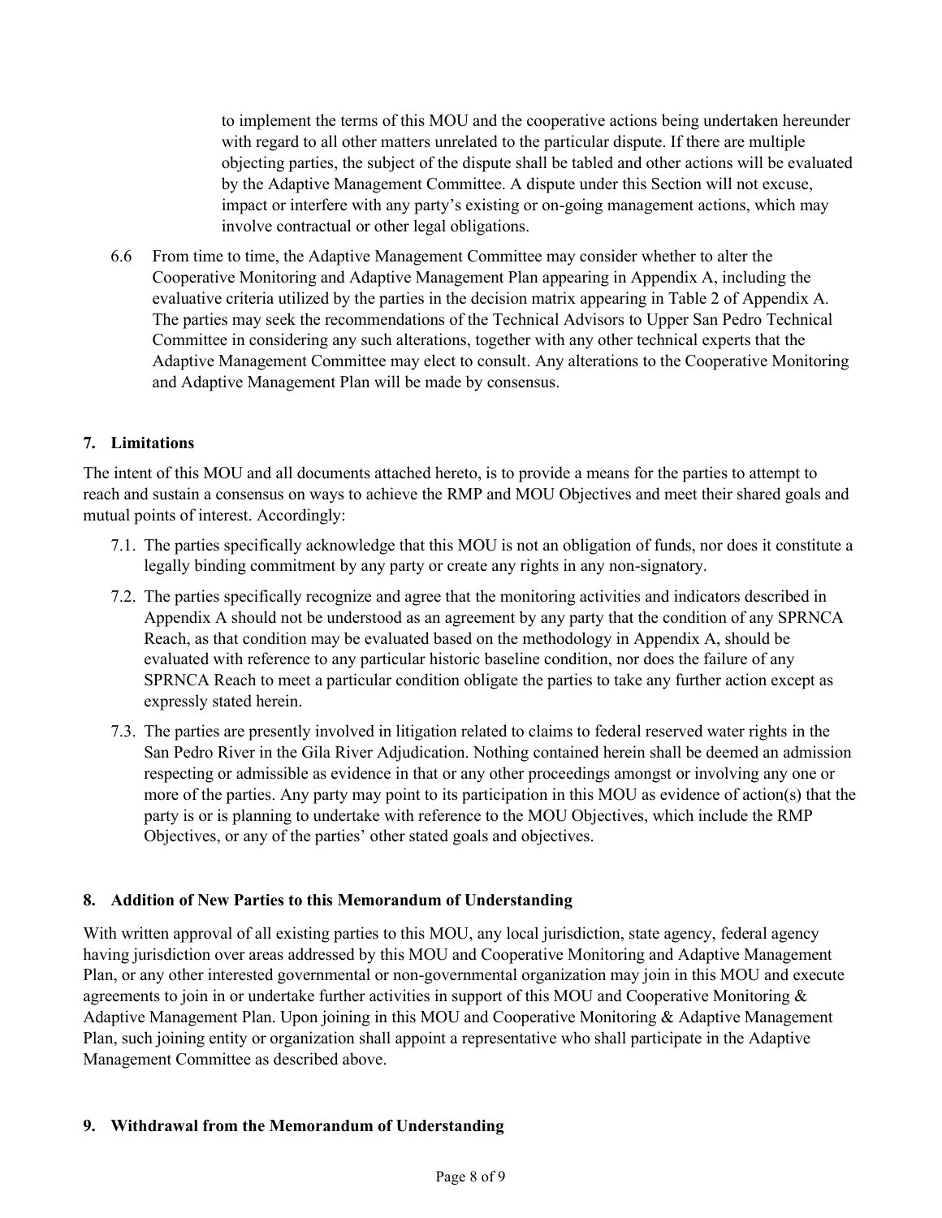to implement the terms of this MOU and the cooperative actions being undertaken hereunder with regard to all other matters unrelated to the particular dispute. If there are multiple objecting parties, the subject of the dispute shall be tabled and other actions will be evaluated by the Adaptive Management Committee. A dispute under this Section will not excuse, impact or interfere with any party's existing or on-going management actions, which may involve contractual or other legal obligations.

6.6 From time to time, the Adaptive Management Committee may consider whether to alter the Cooperative Monitoring and Adaptive Management Plan appearing in Appendix A, including the evaluative criteria utilized by the parties in the decision matrix appearing in Table 2 of Appendix A. The parties may seek the recommendations of the Technical Advisors to Upper San Pedro Technical Committee in considering any such alterations, together with any other technical experts that the Adaptive Management Committee may elect to consult. Any alterations to the Cooperative Monitoring and Adaptive Management Plan will be made by consensus.

## 7. Limitations

The intent of this MOU and all documents attached hereto, is to provide a means for the parties to attempt to reach and sustain a consensus on ways to achieve the RMP and MOU Objectives and meet their shared goals and mutual points of interest. Accordingly:

7.1. The parties specifically acknowledge that this MOU is not an obligation of funds, nor does it constitute a legally binding commitment by any party or create any rights in any non-signatory.

7.2. The parties specifically recognize and agree that the monitoring activities and indicators described in Appendix A should not be understood as an agreement by any party that the condition of any SPRNCA Reach, as that condition may be evaluated based on the methodology in Appendix A, should be evaluated with reference to any particular historic baseline condition, nor does the failure of any SPRNCA Reach to meet a particular condition obligate the parties to take any further action except as expressly stated herein.

7.3. The parties are presently involved in litigation related to claims to federal reserved water rights in the San Pedro River in the Gila River Adjudication. Nothing contained herein shall be deemed an admission respecting or admissible as evidence in that or any other proceedings amongst or involving any one or more of the parties. Any party may point to its participation in this MOU as evidence of action(s) that the party is or is planning to undertake with reference to the MOU Objectives, which include the RMP Objectives, or any of the parties' other stated goals and objectives.

## 8. Addition of New Parties to this Memorandum of Understanding

With written approval of all existing parties to this MOU, any local jurisdiction, state agency, federal agency having jurisdiction over areas addressed by this MOU and Cooperative Monitoring and Adaptive Management Plan, or any other interested governmental or non-governmental organization may join in this MOU and execute agreements to join in or undertake further activities in support of this MOU and Cooperative Monitoring & Adaptive Management Plan. Upon joining in this MOU and Cooperative Monitoring & Adaptive Management Plan, such joining entity or organization shall appoint a representative who shall participate in the Adaptive Management Committee as described above.

## 9. Withdrawal from the Memorandum of Understanding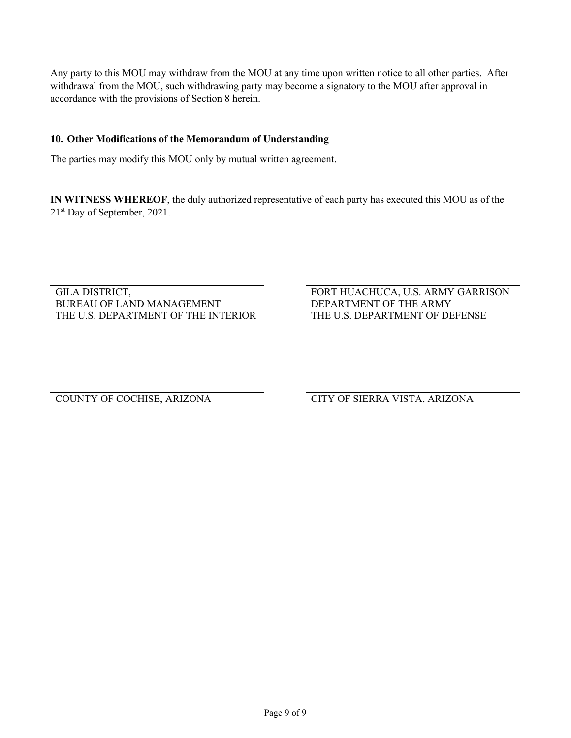Any party to this MOU may withdraw from the MOU at any time upon written notice to all other parties. After withdrawal from the MOU, such withdrawing party may become a signatory to the MOU after approval in accordance with the provisions of Section 8 herein.

**10. Other Modifications of the Memorandum of Understanding**

The parties may modify this MOU only by mutual written agreement.

**IN WITNESS WHEREOF**, the duly authorized representative of each party has executed this MOU as of the 21st Day of September, 2021.

\_\_\_\_\_\_\_\_\_\_\_\_\_\_\_\_\_\_\_\_\_\_\_\_\_\_\_\_\_\_\_\_\_\_\_\_\_\_\_\_
GILA DISTRICT,
BUREAU OF LAND MANAGEMENT
THE U.S. DEPARTMENT OF THE INTERIOR

\_\_\_\_\_\_\_\_\_\_\_\_\_\_\_\_\_\_\_\_\_\_\_\_\_\_\_\_\_\_\_\_\_\_\_\_\_\_\_\_
FORT HUACHUCA, U.S. ARMY GARRISON
DEPARTMENT OF THE ARMY
THE U.S. DEPARTMENT OF DEFENSE

\_\_\_\_\_\_\_\_\_\_\_\_\_\_\_\_\_\_\_\_\_\_\_\_\_\_\_\_\_\_\_\_\_\_\_\_\_\_\_\_
COUNTY OF COCHISE, ARIZONA

\_\_\_\_\_\_\_\_\_\_\_\_\_\_\_\_\_\_\_\_\_\_\_\_\_\_\_\_\_\_\_\_\_\_\_\_\_\_\_\_
CITY OF SIERRA VISTA, ARIZONA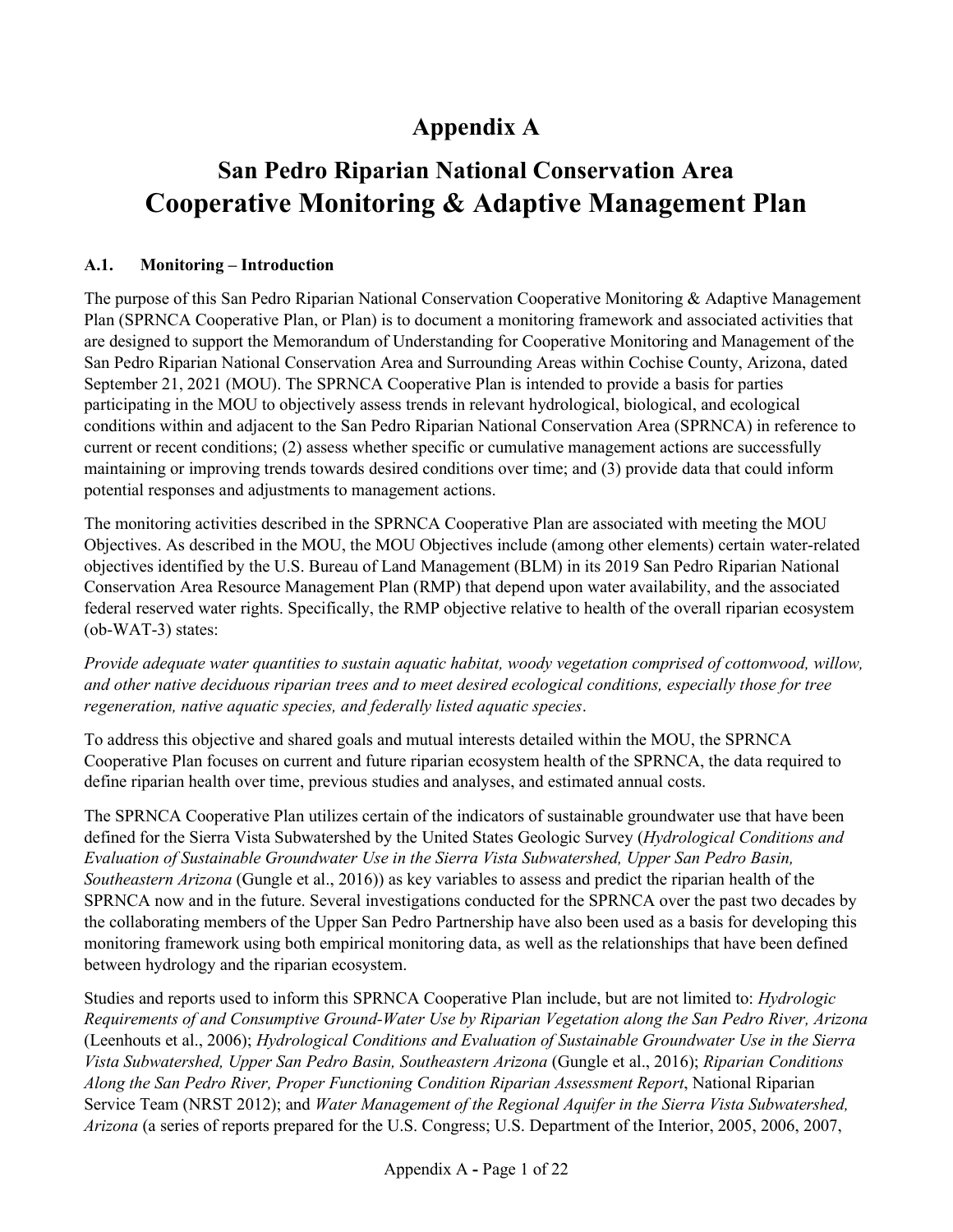# Appendix A

# San Pedro Riparian National Conservation Area
# Cooperative Monitoring & Adaptive Management Plan

### A.1. Monitoring – Introduction

The purpose of this San Pedro Riparian National Conservation Cooperative Monitoring & Adaptive Management Plan (SPRNCA Cooperative Plan, or Plan) is to document a monitoring framework and associated activities that are designed to support the Memorandum of Understanding for Cooperative Monitoring and Management of the San Pedro Riparian National Conservation Area and Surrounding Areas within Cochise County, Arizona, dated September 21, 2021 (MOU). The SPRNCA Cooperative Plan is intended to provide a basis for parties participating in the MOU to objectively assess trends in relevant hydrological, biological, and ecological conditions within and adjacent to the San Pedro Riparian National Conservation Area (SPRNCA) in reference to current or recent conditions; (2) assess whether specific or cumulative management actions are successfully maintaining or improving trends towards desired conditions over time; and (3) provide data that could inform potential responses and adjustments to management actions.

The monitoring activities described in the SPRNCA Cooperative Plan are associated with meeting the MOU Objectives. As described in the MOU, the MOU Objectives include (among other elements) certain water-related objectives identified by the U.S. Bureau of Land Management (BLM) in its 2019 San Pedro Riparian National Conservation Area Resource Management Plan (RMP) that depend upon water availability, and the associated federal reserved water rights. Specifically, the RMP objective relative to health of the overall riparian ecosystem (ob-WAT-3) states:

*Provide adequate water quantities to sustain aquatic habitat, woody vegetation comprised of cottonwood, willow, and other native deciduous riparian trees and to meet desired ecological conditions, especially those for tree regeneration, native aquatic species, and federally listed aquatic species*.

To address this objective and shared goals and mutual interests detailed within the MOU, the SPRNCA Cooperative Plan focuses on current and future riparian ecosystem health of the SPRNCA, the data required to define riparian health over time, previous studies and analyses, and estimated annual costs.

The SPRNCA Cooperative Plan utilizes certain of the indicators of sustainable groundwater use that have been defined for the Sierra Vista Subwatershed by the United States Geologic Survey (*Hydrological Conditions and Evaluation of Sustainable Groundwater Use in the Sierra Vista Subwatershed, Upper San Pedro Basin, Southeastern Arizona* (Gungle et al., 2016)) as key variables to assess and predict the riparian health of the SPRNCA now and in the future. Several investigations conducted for the SPRNCA over the past two decades by the collaborating members of the Upper San Pedro Partnership have also been used as a basis for developing this monitoring framework using both empirical monitoring data, as well as the relationships that have been defined between hydrology and the riparian ecosystem.

Studies and reports used to inform this SPRNCA Cooperative Plan include, but are not limited to: *Hydrologic Requirements of and Consumptive Ground-Water Use by Riparian Vegetation along the San Pedro River, Arizona* (Leenhouts et al., 2006); *Hydrological Conditions and Evaluation of Sustainable Groundwater Use in the Sierra Vista Subwatershed, Upper San Pedro Basin, Southeastern Arizona* (Gungle et al., 2016); *Riparian Conditions Along the San Pedro River, Proper Functioning Condition Riparian Assessment Report*, National Riparian Service Team (NRST 2012); and *Water Management of the Regional Aquifer in the Sierra Vista Subwatershed, Arizona* (a series of reports prepared for the U.S. Congress; U.S. Department of the Interior, 2005, 2006, 2007,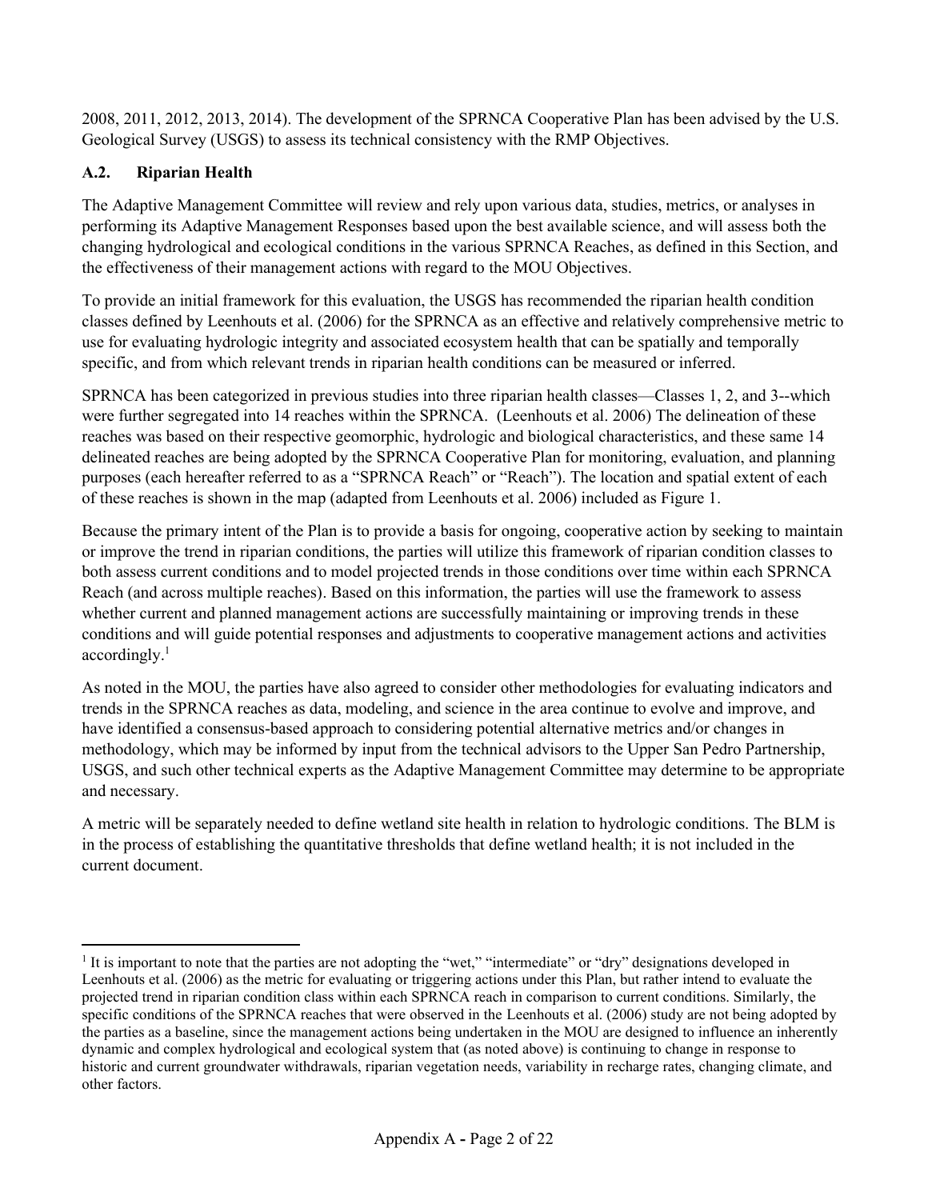2008, 2011, 2012, 2013, 2014). The development of the SPRNCA Cooperative Plan has been advised by the U.S. Geological Survey (USGS) to assess its technical consistency with the RMP Objectives.

### A.2. Riparian Health

The Adaptive Management Committee will review and rely upon various data, studies, metrics, or analyses in performing its Adaptive Management Responses based upon the best available science, and will assess both the changing hydrological and ecological conditions in the various SPRNCA Reaches, as defined in this Section, and the effectiveness of their management actions with regard to the MOU Objectives.

To provide an initial framework for this evaluation, the USGS has recommended the riparian health condition classes defined by Leenhouts et al. (2006) for the SPRNCA as an effective and relatively comprehensive metric to use for evaluating hydrologic integrity and associated ecosystem health that can be spatially and temporally specific, and from which relevant trends in riparian health conditions can be measured or inferred.

SPRNCA has been categorized in previous studies into three riparian health classes—Classes 1, 2, and 3--which were further segregated into 14 reaches within the SPRNCA. (Leenhouts et al. 2006) The delineation of these reaches was based on their respective geomorphic, hydrologic and biological characteristics, and these same 14 delineated reaches are being adopted by the SPRNCA Cooperative Plan for monitoring, evaluation, and planning purposes (each hereafter referred to as a "SPRNCA Reach" or "Reach"). The location and spatial extent of each of these reaches is shown in the map (adapted from Leenhouts et al. 2006) included as Figure 1.

Because the primary intent of the Plan is to provide a basis for ongoing, cooperative action by seeking to maintain or improve the trend in riparian conditions, the parties will utilize this framework of riparian condition classes to both assess current conditions and to model projected trends in those conditions over time within each SPRNCA Reach (and across multiple reaches). Based on this information, the parties will use the framework to assess whether current and planned management actions are successfully maintaining or improving trends in these conditions and will guide potential responses and adjustments to cooperative management actions and activities accordingly.[1]

As noted in the MOU, the parties have also agreed to consider other methodologies for evaluating indicators and trends in the SPRNCA reaches as data, modeling, and science in the area continue to evolve and improve, and have identified a consensus-based approach to considering potential alternative metrics and/or changes in methodology, which may be informed by input from the technical advisors to the Upper San Pedro Partnership, USGS, and such other technical experts as the Adaptive Management Committee may determine to be appropriate and necessary.

A metric will be separately needed to define wetland site health in relation to hydrologic conditions. The BLM is in the process of establishing the quantitative thresholds that define wetland health; it is not included in the current document.

---

[1] It is important to note that the parties are not adopting the "wet," "intermediate" or "dry" designations developed in Leenhouts et al. (2006) as the metric for evaluating or triggering actions under this Plan, but rather intend to evaluate the projected trend in riparian condition class within each SPRNCA reach in comparison to current conditions. Similarly, the specific conditions of the SPRNCA reaches that were observed in the Leenhouts et al. (2006) study are not being adopted by the parties as a baseline, since the management actions being undertaken in the MOU are designed to influence an inherently dynamic and complex hydrological and ecological system that (as noted above) is continuing to change in response to historic and current groundwater withdrawals, riparian vegetation needs, variability in recharge rates, changing climate, and other factors.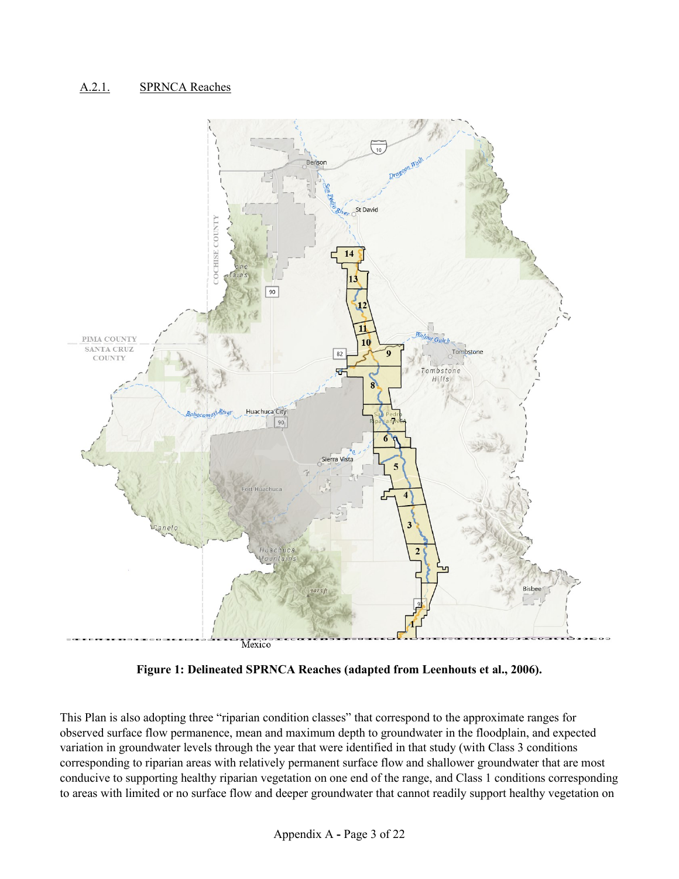## A.2.1. SPRNCA Reaches

**Figure 1: Delineated SPRNCA Reaches (adapted from Leenhouts et al., 2006).**

This Plan is also adopting three "riparian condition classes" that correspond to the approximate ranges for observed surface flow permanence, mean and maximum depth to groundwater in the floodplain, and expected variation in groundwater levels through the year that were identified in that study (with Class 3 conditions corresponding to riparian areas with relatively permanent surface flow and shallower groundwater that are most conducive to supporting healthy riparian vegetation on one end of the range, and Class 1 conditions corresponding to areas with limited or no surface flow and deeper groundwater that cannot readily support healthy vegetation on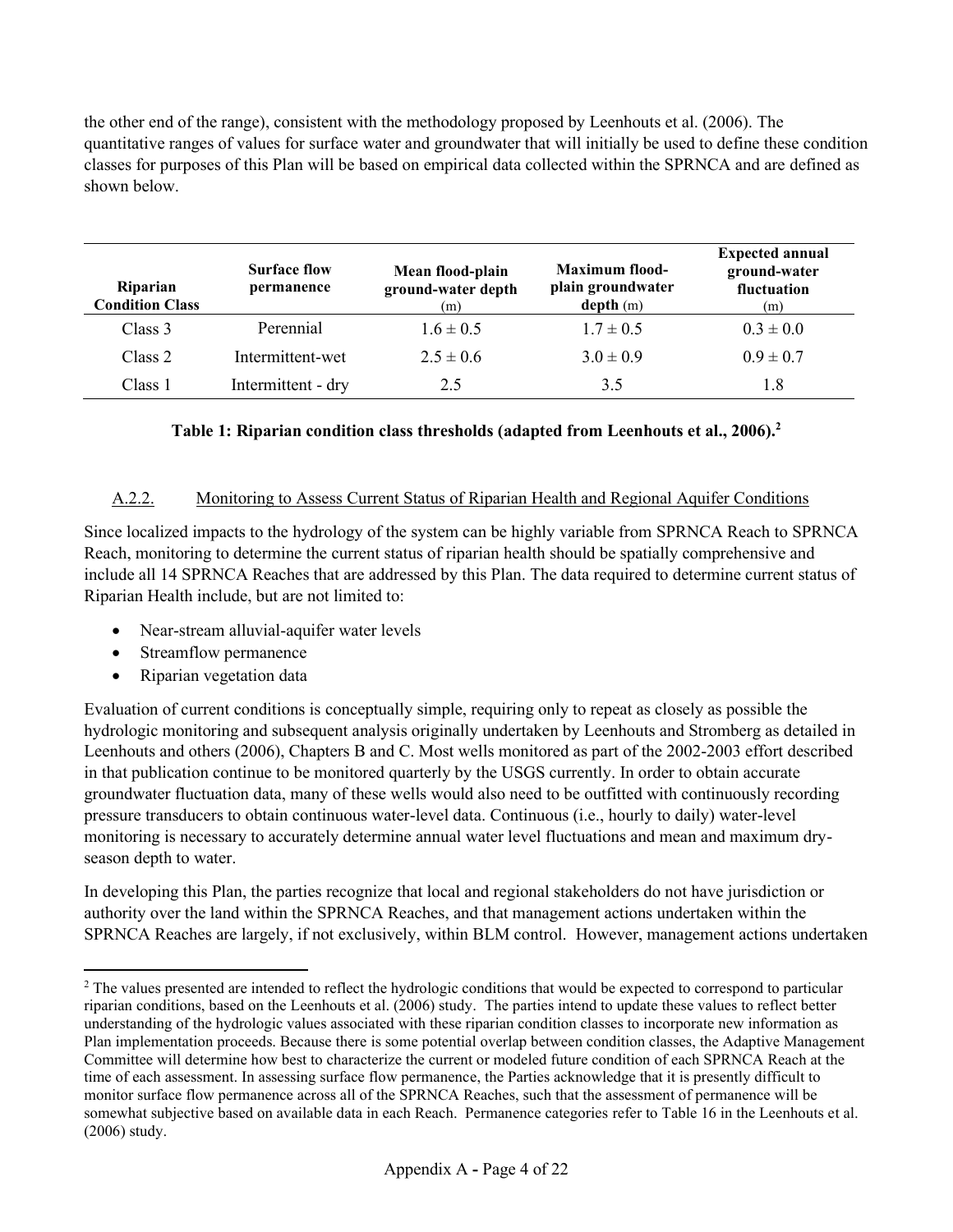the other end of the range), consistent with the methodology proposed by Leenhouts et al. (2006). The quantitative ranges of values for surface water and groundwater that will initially be used to define these condition classes for purposes of this Plan will be based on empirical data collected within the SPRNCA and are defined as shown below.

| Riparian Condition Class | Surface flow permanence | Mean flood-plain ground-water depth (m) | Maximum flood-plain groundwater depth (m) | Expected annual ground-water fluctuation (m) |
|---|---|---|---|---|
| Class 3 | Perennial | 1.6 ± 0.5 | 1.7 ± 0.5 | 0.3 ± 0.0 |
| Class 2 | Intermittent-wet | 2.5 ± 0.6 | 3.0 ± 0.9 | 0.9 ± 0.7 |
| Class 1 | Intermittent - dry | 2.5 | 3.5 | 1.8 |

**Table 1: Riparian condition class thresholds (adapted from Leenhouts et al., 2006).[2]**

### A.2.2. Monitoring to Assess Current Status of Riparian Health and Regional Aquifer Conditions

Since localized impacts to the hydrology of the system can be highly variable from SPRNCA Reach to SPRNCA Reach, monitoring to determine the current status of riparian health should be spatially comprehensive and include all 14 SPRNCA Reaches that are addressed by this Plan. The data required to determine current status of Riparian Health include, but are not limited to:

- Near-stream alluvial-aquifer water levels
- Streamflow permanence
- Riparian vegetation data

Evaluation of current conditions is conceptually simple, requiring only to repeat as closely as possible the hydrologic monitoring and subsequent analysis originally undertaken by Leenhouts and Stromberg as detailed in Leenhouts and others (2006), Chapters B and C. Most wells monitored as part of the 2002-2003 effort described in that publication continue to be monitored quarterly by the USGS currently. In order to obtain accurate groundwater fluctuation data, many of these wells would also need to be outfitted with continuously recording pressure transducers to obtain continuous water-level data. Continuous (i.e., hourly to daily) water-level monitoring is necessary to accurately determine annual water level fluctuations and mean and maximum dry-season depth to water.

In developing this Plan, the parties recognize that local and regional stakeholders do not have jurisdiction or authority over the land within the SPRNCA Reaches, and that management actions undertaken within the SPRNCA Reaches are largely, if not exclusively, within BLM control. However, management actions undertaken

[2] The values presented are intended to reflect the hydrologic conditions that would be expected to correspond to particular riparian conditions, based on the Leenhouts et al. (2006) study. The parties intend to update these values to reflect better understanding of the hydrologic values associated with these riparian condition classes to incorporate new information as Plan implementation proceeds. Because there is some potential overlap between condition classes, the Adaptive Management Committee will determine how best to characterize the current or modeled future condition of each SPRNCA Reach at the time of each assessment. In assessing surface flow permanence, the Parties acknowledge that it is presently difficult to monitor surface flow permanence across all of the SPRNCA Reaches, such that the assessment of permanence will be somewhat subjective based on available data in each Reach. Permanence categories refer to Table 16 in the Leenhouts et al. (2006) study.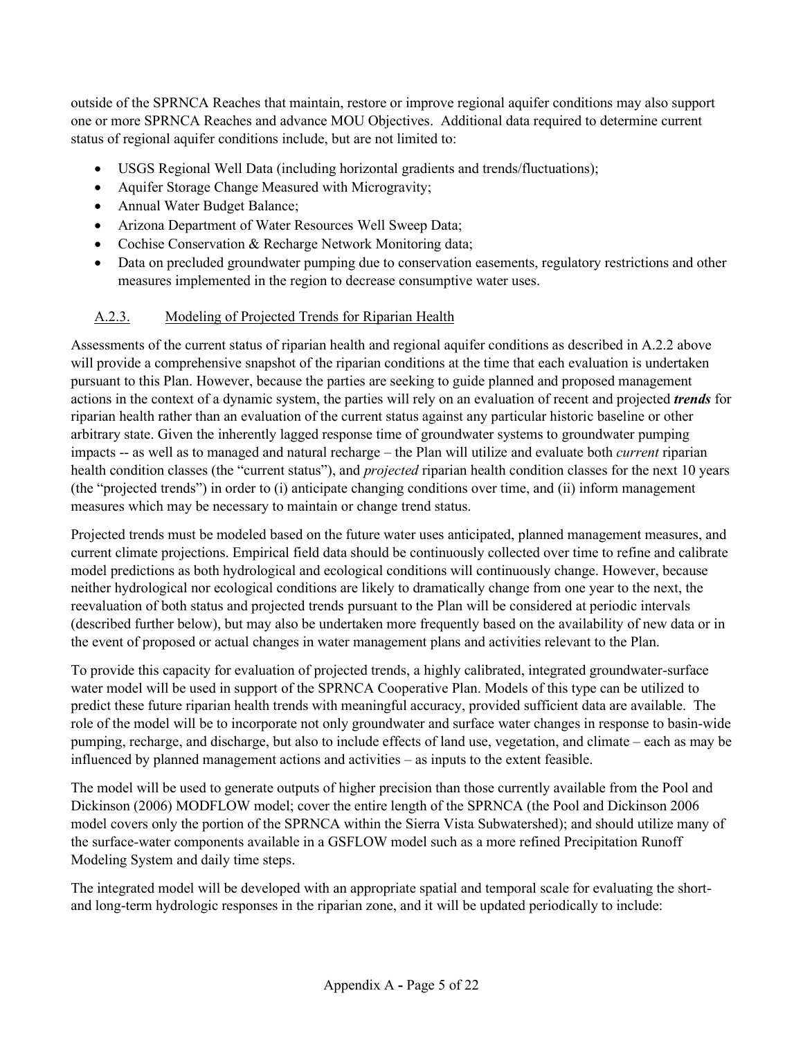outside of the SPRNCA Reaches that maintain, restore or improve regional aquifer conditions may also support one or more SPRNCA Reaches and advance MOU Objectives. Additional data required to determine current status of regional aquifer conditions include, but are not limited to:

- USGS Regional Well Data (including horizontal gradients and trends/fluctuations);
- Aquifer Storage Change Measured with Microgravity;
- Annual Water Budget Balance;
- Arizona Department of Water Resources Well Sweep Data;
- Cochise Conservation & Recharge Network Monitoring data;
- Data on precluded groundwater pumping due to conservation easements, regulatory restrictions and other measures implemented in the region to decrease consumptive water uses.

### A.2.3. Modeling of Projected Trends for Riparian Health

Assessments of the current status of riparian health and regional aquifer conditions as described in A.2.2 above will provide a comprehensive snapshot of the riparian conditions at the time that each evaluation is undertaken pursuant to this Plan. However, because the parties are seeking to guide planned and proposed management actions in the context of a dynamic system, the parties will rely on an evaluation of recent and projected ***trends*** for riparian health rather than an evaluation of the current status against any particular historic baseline or other arbitrary state. Given the inherently lagged response time of groundwater systems to groundwater pumping impacts -- as well as to managed and natural recharge – the Plan will utilize and evaluate both *current* riparian health condition classes (the "current status"), and *projected* riparian health condition classes for the next 10 years (the "projected trends") in order to (i) anticipate changing conditions over time, and (ii) inform management measures which may be necessary to maintain or change trend status.

Projected trends must be modeled based on the future water uses anticipated, planned management measures, and current climate projections. Empirical field data should be continuously collected over time to refine and calibrate model predictions as both hydrological and ecological conditions will continuously change. However, because neither hydrological nor ecological conditions are likely to dramatically change from one year to the next, the reevaluation of both status and projected trends pursuant to the Plan will be considered at periodic intervals (described further below), but may also be undertaken more frequently based on the availability of new data or in the event of proposed or actual changes in water management plans and activities relevant to the Plan.

To provide this capacity for evaluation of projected trends, a highly calibrated, integrated groundwater-surface water model will be used in support of the SPRNCA Cooperative Plan. Models of this type can be utilized to predict these future riparian health trends with meaningful accuracy, provided sufficient data are available. The role of the model will be to incorporate not only groundwater and surface water changes in response to basin-wide pumping, recharge, and discharge, but also to include effects of land use, vegetation, and climate – each as may be influenced by planned management actions and activities – as inputs to the extent feasible.

The model will be used to generate outputs of higher precision than those currently available from the Pool and Dickinson (2006) MODFLOW model; cover the entire length of the SPRNCA (the Pool and Dickinson 2006 model covers only the portion of the SPRNCA within the Sierra Vista Subwatershed); and should utilize many of the surface-water components available in a GSFLOW model such as a more refined Precipitation Runoff Modeling System and daily time steps.

The integrated model will be developed with an appropriate spatial and temporal scale for evaluating the short- and long-term hydrologic responses in the riparian zone, and it will be updated periodically to include: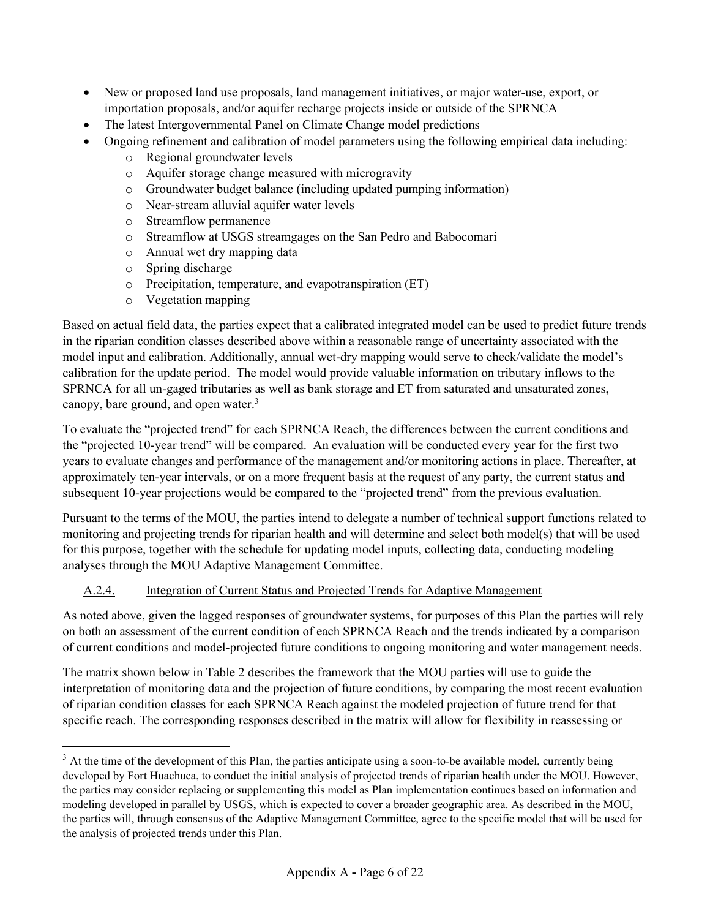- New or proposed land use proposals, land management initiatives, or major water-use, export, or importation proposals, and/or aquifer recharge projects inside or outside of the SPRNCA
- The latest Intergovernmental Panel on Climate Change model predictions
- Ongoing refinement and calibration of model parameters using the following empirical data including:
  - Regional groundwater levels
  - Aquifer storage change measured with microgravity
  - Groundwater budget balance (including updated pumping information)
  - Near-stream alluvial aquifer water levels
  - Streamflow permanence
  - Streamflow at USGS streamgages on the San Pedro and Babocomari
  - Annual wet dry mapping data
  - Spring discharge
  - Precipitation, temperature, and evapotranspiration (ET)
  - Vegetation mapping

Based on actual field data, the parties expect that a calibrated integrated model can be used to predict future trends in the riparian condition classes described above within a reasonable range of uncertainty associated with the model input and calibration. Additionally, annual wet-dry mapping would serve to check/validate the model's calibration for the update period. The model would provide valuable information on tributary inflows to the SPRNCA for all un-gaged tributaries as well as bank storage and ET from saturated and unsaturated zones, canopy, bare ground, and open water.[3]

To evaluate the "projected trend" for each SPRNCA Reach, the differences between the current conditions and the "projected 10-year trend" will be compared. An evaluation will be conducted every year for the first two years to evaluate changes and performance of the management and/or monitoring actions in place. Thereafter, at approximately ten-year intervals, or on a more frequent basis at the request of any party, the current status and subsequent 10-year projections would be compared to the "projected trend" from the previous evaluation.

Pursuant to the terms of the MOU, the parties intend to delegate a number of technical support functions related to monitoring and projecting trends for riparian health and will determine and select both model(s) that will be used for this purpose, together with the schedule for updating model inputs, collecting data, conducting modeling analyses through the MOU Adaptive Management Committee.

### A.2.4. Integration of Current Status and Projected Trends for Adaptive Management

As noted above, given the lagged responses of groundwater systems, for purposes of this Plan the parties will rely on both an assessment of the current condition of each SPRNCA Reach and the trends indicated by a comparison of current conditions and model-projected future conditions to ongoing monitoring and water management needs.

The matrix shown below in Table 2 describes the framework that the MOU parties will use to guide the interpretation of monitoring data and the projection of future conditions, by comparing the most recent evaluation of riparian condition classes for each SPRNCA Reach against the modeled projection of future trend for that specific reach. The corresponding responses described in the matrix will allow for flexibility in reassessing or

---

[3] At the time of the development of this Plan, the parties anticipate using a soon-to-be available model, currently being developed by Fort Huachuca, to conduct the initial analysis of projected trends of riparian health under the MOU. However, the parties may consider replacing or supplementing this model as Plan implementation continues based on information and modeling developed in parallel by USGS, which is expected to cover a broader geographic area. As described in the MOU, the parties will, through consensus of the Adaptive Management Committee, agree to the specific model that will be used for the analysis of projected trends under this Plan.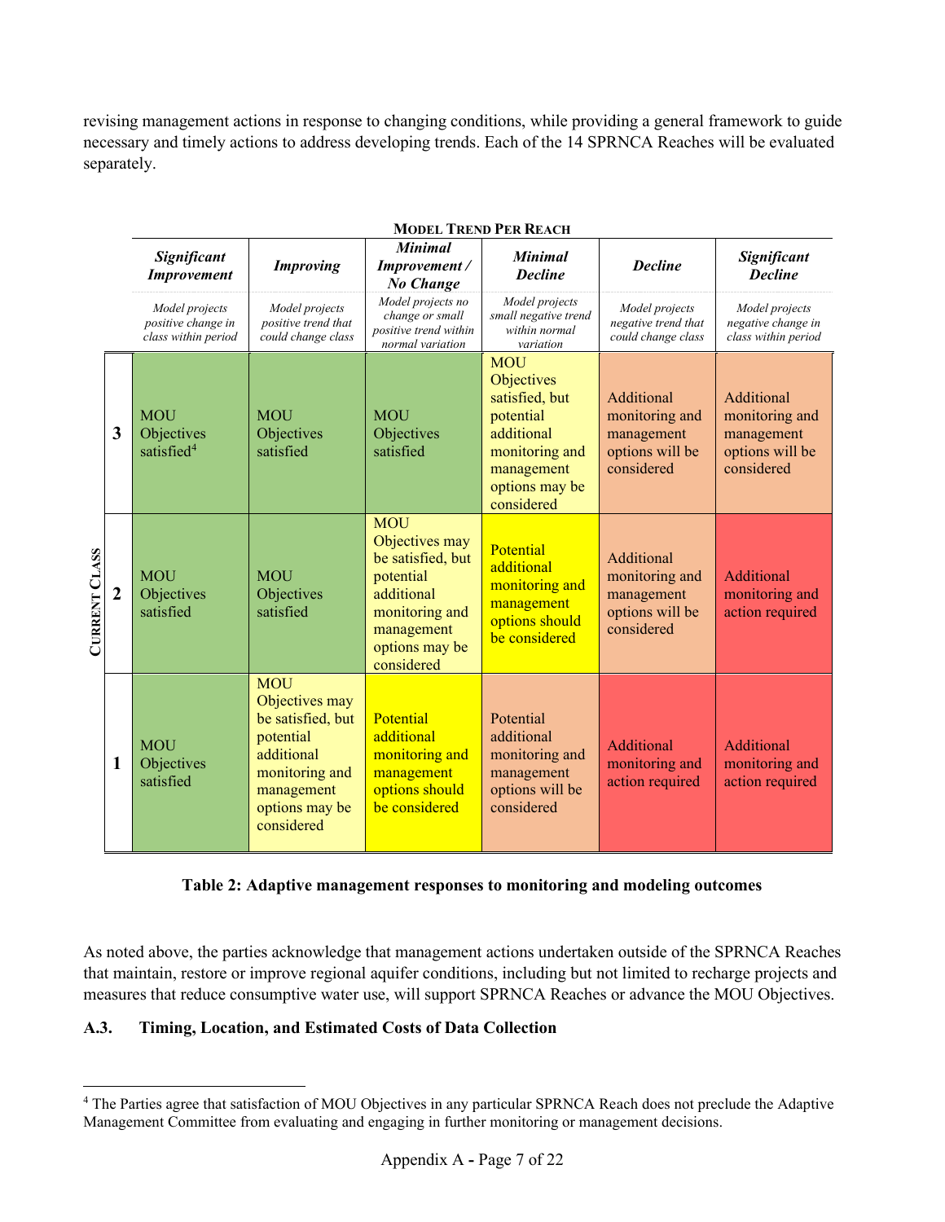revising management actions in response to changing conditions, while providing a general framework to guide necessary and timely actions to address developing trends. Each of the 14 SPRNCA Reaches will be evaluated separately.

| Current Class | **Model Trend Per Reach** | | | | | |
|---|---|---|---|---|---|---|
| | ***Significant Improvement*** | ***Improving*** | ***Minimal Improvement / No Change*** | ***Minimal Decline*** | ***Decline*** | ***Significant Decline*** |
| | *Model projects positive change in class within period* | *Model projects positive trend that could change class* | *Model projects no change or small positive trend within normal variation* | *Model projects small negative trend within normal variation* | *Model projects negative trend that could change class* | *Model projects negative change in class within period* |
| **3** | MOU Objectives satisfied[4] | MOU Objectives satisfied | MOU Objectives satisfied | MOU Objectives satisfied, but potential additional monitoring and management options may be considered | Additional monitoring and management options will be considered | Additional monitoring and management options will be considered |
| **2** | MOU Objectives satisfied | MOU Objectives satisfied | MOU Objectives may be satisfied, but potential additional monitoring and management options may be considered | Potential additional monitoring and management options should be considered | Additional monitoring and management options will be considered | Additional monitoring and action required |
| **1** | MOU Objectives satisfied | MOU Objectives may be satisfied, but potential additional monitoring and management options may be considered | Potential additional monitoring and management options should be considered | Potential additional monitoring and management options will be considered | Additional monitoring and action required | Additional monitoring and action required |

**Table 2: Adaptive management responses to monitoring and modeling outcomes**

As noted above, the parties acknowledge that management actions undertaken outside of the SPRNCA Reaches that maintain, restore or improve regional aquifer conditions, including but not limited to recharge projects and measures that reduce consumptive water use, will support SPRNCA Reaches or advance the MOU Objectives.

### A.3. Timing, Location, and Estimated Costs of Data Collection

[4] The Parties agree that satisfaction of MOU Objectives in any particular SPRNCA Reach does not preclude the Adaptive Management Committee from evaluating and engaging in further monitoring or management decisions.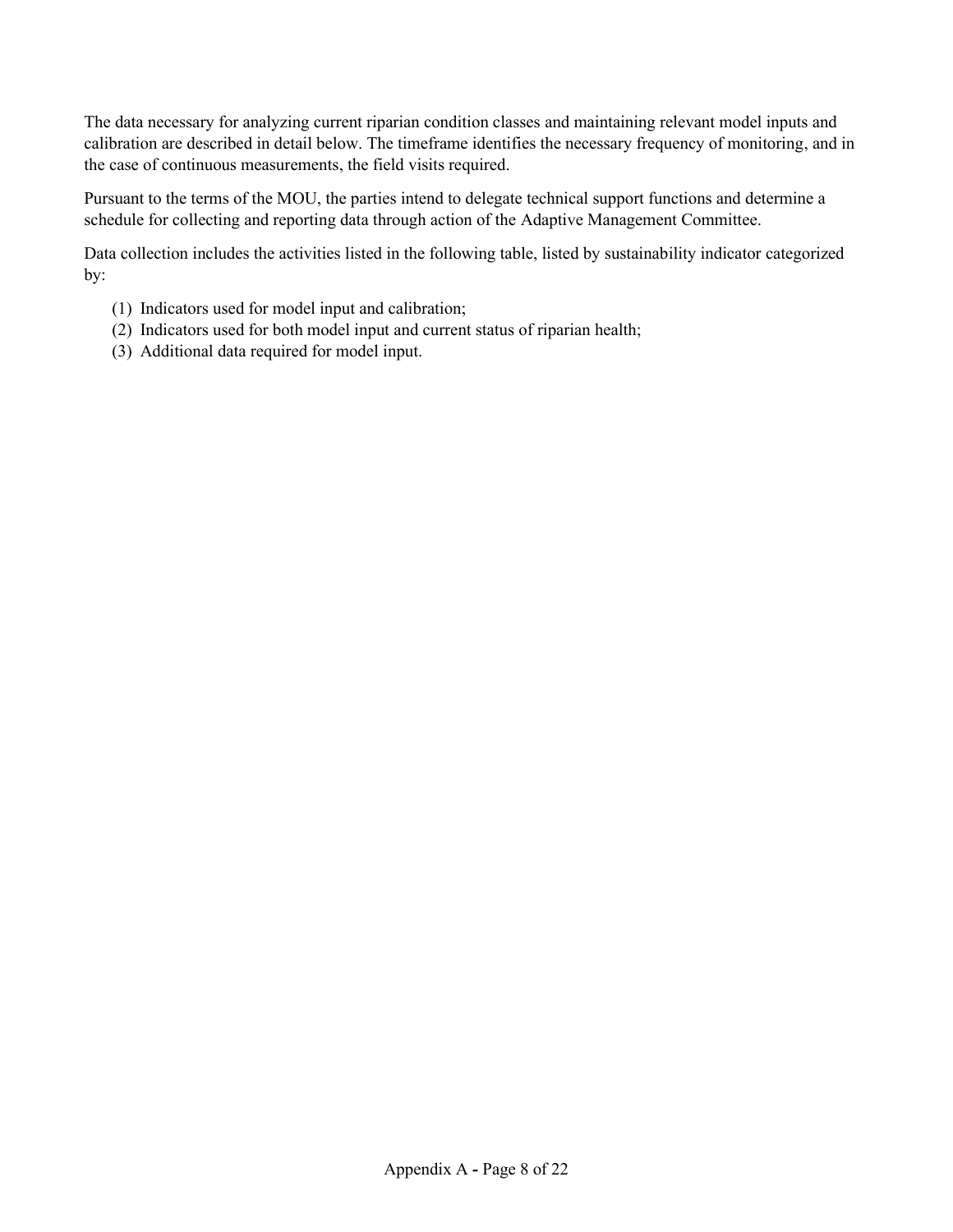The data necessary for analyzing current riparian condition classes and maintaining relevant model inputs and calibration are described in detail below. The timeframe identifies the necessary frequency of monitoring, and in the case of continuous measurements, the field visits required.

Pursuant to the terms of the MOU, the parties intend to delegate technical support functions and determine a schedule for collecting and reporting data through action of the Adaptive Management Committee.

Data collection includes the activities listed in the following table, listed by sustainability indicator categorized by:

(1) Indicators used for model input and calibration;
(2) Indicators used for both model input and current status of riparian health;
(3) Additional data required for model input.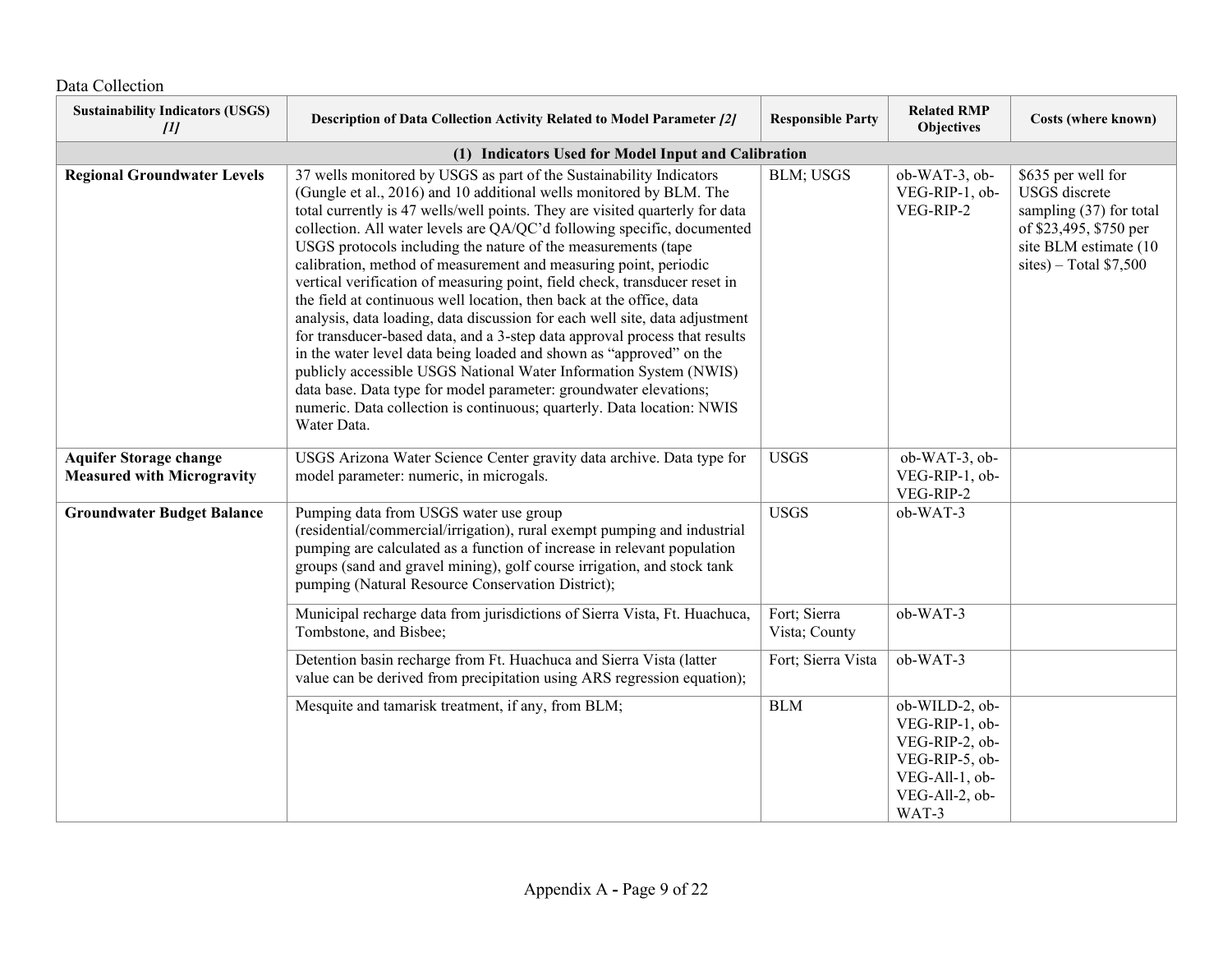Data Collection

| Sustainability Indicators (USGS) [1] | Description of Data Collection Activity Related to Model Parameter [2] | Responsible Party | Related RMP Objectives | Costs (where known) |
|---|---|---|---|---|
| **(1) Indicators Used for Model Input and Calibration** | | | | |
| **Regional Groundwater Levels** | 37 wells monitored by USGS as part of the Sustainability Indicators (Gungle et al., 2016) and 10 additional wells monitored by BLM. The total currently is 47 wells/well points. They are visited quarterly for data collection. All water levels are QA/QC'd following specific, documented USGS protocols including the nature of the measurements (tape calibration, method of measurement and measuring point, periodic vertical verification of measuring point, field check, transducer reset in the field at continuous well location, then back at the office, data analysis, data loading, data discussion for each well site, data adjustment for transducer-based data, and a 3-step data approval process that results in the water level data being loaded and shown as "approved" on the publicly accessible USGS National Water Information System (NWIS) data base. Data type for model parameter: groundwater elevations; numeric. Data collection is continuous; quarterly. Data location: NWIS Water Data. | BLM; USGS | ob-WAT-3, ob-VEG-RIP-1, ob-VEG-RIP-2 | \$635 per well for USGS discrete sampling (37) for total of \$23,495, \$750 per site BLM estimate (10 sites) – Total \$7,500 |
| **Aquifer Storage change Measured with Microgravity** | USGS Arizona Water Science Center gravity data archive. Data type for model parameter: numeric, in microgals. | USGS | ob-WAT-3, ob-VEG-RIP-1, ob-VEG-RIP-2 | |
| **Groundwater Budget Balance** | Pumping data from USGS water use group (residential/commercial/irrigation), rural exempt pumping and industrial pumping are calculated as a function of increase in relevant population groups (sand and gravel mining), golf course irrigation, and stock tank pumping (Natural Resource Conservation District); | USGS | ob-WAT-3 | |
| | Municipal recharge data from jurisdictions of Sierra Vista, Ft. Huachuca, Tombstone, and Bisbee; | Fort; Sierra Vista; County | ob-WAT-3 | |
| | Detention basin recharge from Ft. Huachuca and Sierra Vista (latter value can be derived from precipitation using ARS regression equation); | Fort; Sierra Vista | ob-WAT-3 | |
| | Mesquite and tamarisk treatment, if any, from BLM; | BLM | ob-WILD-2, ob-VEG-RIP-1, ob-VEG-RIP-2, ob-VEG-RIP-5, ob-VEG-All-1, ob-VEG-All-2, ob-WAT-3 | |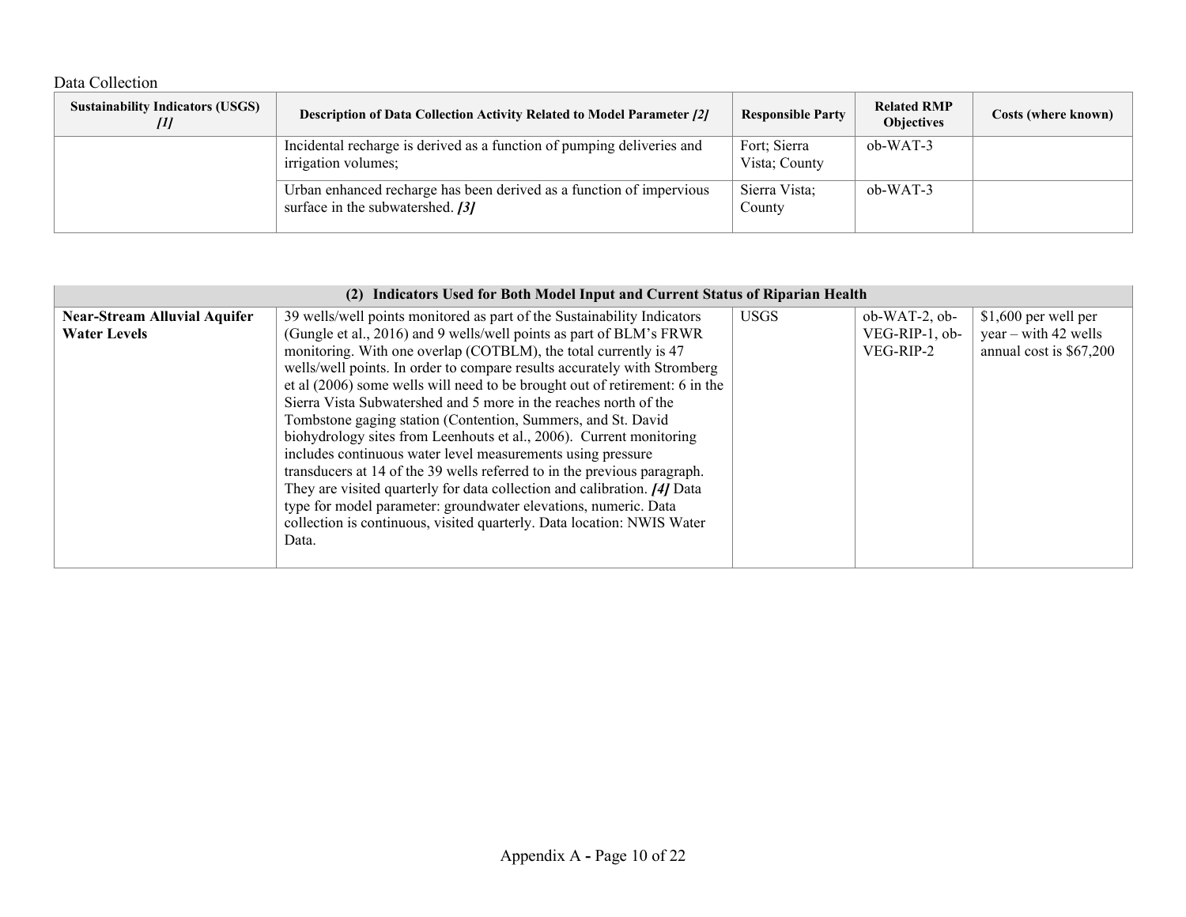Data Collection

| Sustainability Indicators (USGS) [1] | Description of Data Collection Activity Related to Model Parameter [2] | Responsible Party | Related RMP Objectives | Costs (where known) |
|---|---|---|---|---|
| | Incidental recharge is derived as a function of pumping deliveries and irrigation volumes; | Fort; Sierra Vista; County | ob-WAT-3 | |
| | Urban enhanced recharge has been derived as a function of impervious surface in the subwatershed. [3] | Sierra Vista; County | ob-WAT-3 | |

| (2) Indicators Used for Both Model Input and Current Status of Riparian Health | | | | |
|---|---|---|---|---|
| **Near-Stream Alluvial Aquifer Water Levels** | 39 wells/well points monitored as part of the Sustainability Indicators (Gungle et al., 2016) and 9 wells/well points as part of BLM's FRWR monitoring. With one overlap (COTBLM), the total currently is 47 wells/well points. In order to compare results accurately with Stromberg et al (2006) some wells will need to be brought out of retirement: 6 in the Sierra Vista Subwatershed and 5 more in the reaches north of the Tombstone gaging station (Contention, Summers, and St. David biohydrology sites from Leenhouts et al., 2006). Current monitoring includes continuous water level measurements using pressure transducers at 14 of the 39 wells referred to in the previous paragraph. They are visited quarterly for data collection and calibration. [4] Data type for model parameter: groundwater elevations, numeric. Data collection is continuous, visited quarterly. Data location: NWIS Water Data. | USGS | ob-WAT-2, ob-VEG-RIP-1, ob-VEG-RIP-2 | $1,600 per well per year – with 42 wells annual cost is $67,200 |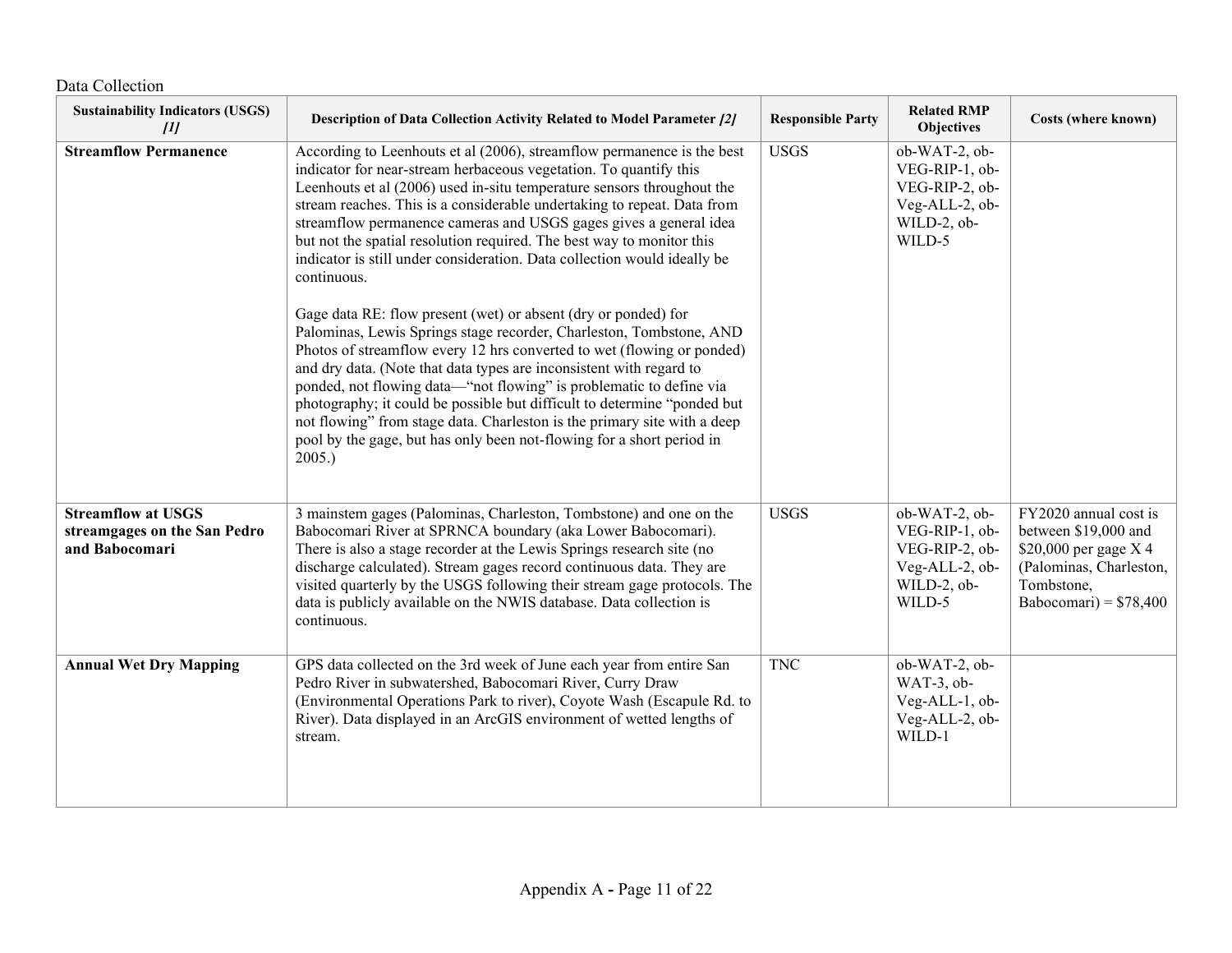Data Collection

| Sustainability Indicators (USGS) *[1]* | Description of Data Collection Activity Related to Model Parameter *[2]* | Responsible Party | Related RMP Objectives | Costs (where known) |
|---|---|---|---|---|
| **Streamflow Permanence** | According to Leenhouts et al (2006), streamflow permanence is the best indicator for near-stream herbaceous vegetation. To quantify this Leenhouts et al (2006) used in-situ temperature sensors throughout the stream reaches. This is a considerable undertaking to repeat. Data from streamflow permanence cameras and USGS gages gives a general idea but not the spatial resolution required. The best way to monitor this indicator is still under consideration. Data collection would ideally be continuous.<br><br>Gage data RE: flow present (wet) or absent (dry or ponded) for Palominas, Lewis Springs stage recorder, Charleston, Tombstone, AND Photos of streamflow every 12 hrs converted to wet (flowing or ponded) and dry data. (Note that data types are inconsistent with regard to ponded, not flowing data—"not flowing" is problematic to define via photography; it could be possible but difficult to determine "ponded but not flowing" from stage data. Charleston is the primary site with a deep pool by the gage, but has only been not-flowing for a short period in 2005.) | USGS | ob-WAT-2, ob-VEG-RIP-1, ob-VEG-RIP-2, ob-Veg-ALL-2, ob-WILD-2, ob-WILD-5 | |
| **Streamflow at USGS streamgages on the San Pedro and Babocomari** | 3 mainstem gages (Palominas, Charleston, Tombstone) and one on the Babocomari River at SPRNCA boundary (aka Lower Babocomari). There is also a stage recorder at the Lewis Springs research site (no discharge calculated). Stream gages record continuous data. They are visited quarterly by the USGS following their stream gage protocols. The data is publicly available on the NWIS database. Data collection is continuous. | USGS | ob-WAT-2, ob-VEG-RIP-1, ob-VEG-RIP-2, ob-Veg-ALL-2, ob-WILD-2, ob-WILD-5 | FY2020 annual cost is between $19,000 and $20,000 per gage X 4 (Palominas, Charleston, Tombstone, Babocomari) = $78,400 |
| **Annual Wet Dry Mapping** | GPS data collected on the 3rd week of June each year from entire San Pedro River in subwatershed, Babocomari River, Curry Draw (Environmental Operations Park to river), Coyote Wash (Escapule Rd. to River). Data displayed in an ArcGIS environment of wetted lengths of stream. | TNC | ob-WAT-2, ob-WAT-3, ob-Veg-ALL-1, ob-Veg-ALL-2, ob-WILD-1 | |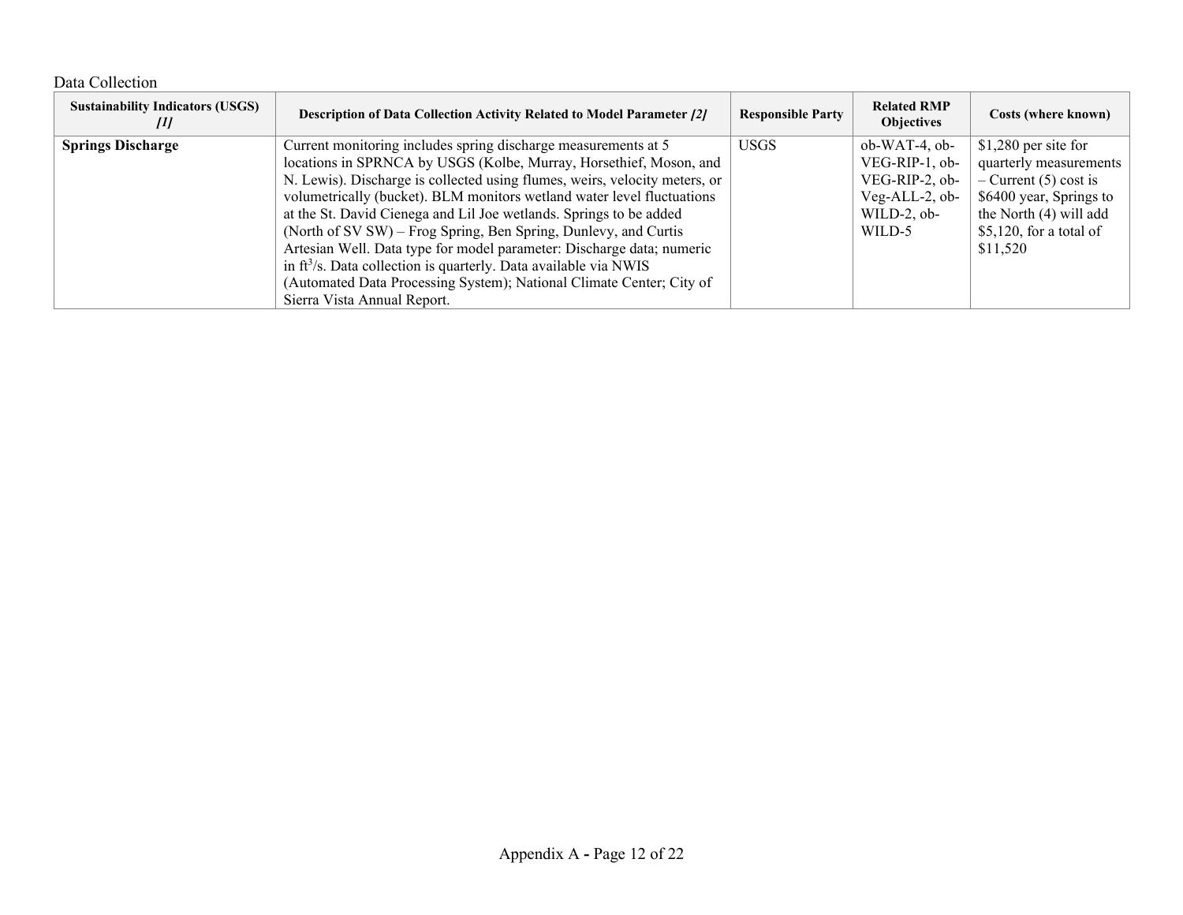Data Collection

| Sustainability Indicators (USGS) *[1]* | Description of Data Collection Activity Related to Model Parameter *[2]* | Responsible Party | Related RMP Objectives | Costs (where known) |
|---|---|---|---|---|
| **Springs Discharge** | Current monitoring includes spring discharge measurements at 5 locations in SPRNCA by USGS (Kolbe, Murray, Horsethief, Moson, and N. Lewis). Discharge is collected using flumes, weirs, velocity meters, or volumetrically (bucket). BLM monitors wetland water level fluctuations at the St. David Cienega and Lil Joe wetlands. Springs to be added (North of SV SW) – Frog Spring, Ben Spring, Dunlevy, and Curtis Artesian Well. Data type for model parameter: Discharge data; numeric in $ft^3/s$. Data collection is quarterly. Data available via NWIS (Automated Data Processing System); National Climate Center; City of Sierra Vista Annual Report. | USGS | ob-WAT-4, ob-VEG-RIP-1, ob-VEG-RIP-2, ob-Veg-ALL-2, ob-WILD-2, ob-WILD-5 | $1,280 per site for quarterly measurements – Current (5) cost is $6400 year, Springs to the North (4) will add $5,120, for a total of $11,520 |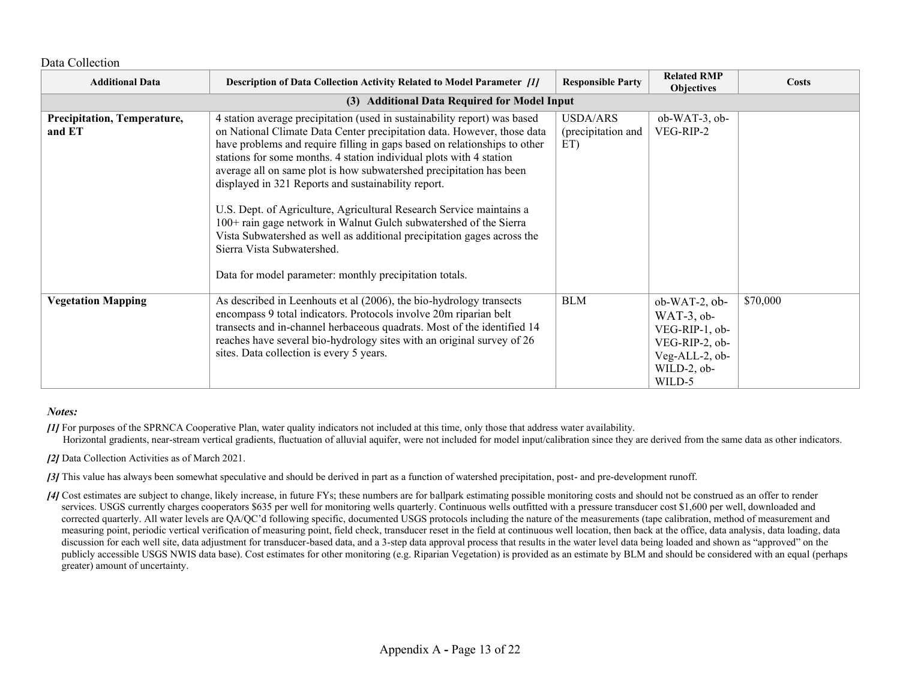Data Collection

| Additional Data | Description of Data Collection Activity Related to Model Parameter *[1]* | Responsible Party | Related RMP Objectives | Costs |
|---|---|---|---|---|
| **(3) Additional Data Required for Model Input** | | | | |
| **Precipitation, Temperature, and ET** | 4 station average precipitation (used in sustainability report) was based on National Climate Data Center precipitation data. However, those data have problems and require filling in gaps based on relationships to other stations for some months. 4 station individual plots with 4 station average all on same plot is how subwatershed precipitation has been displayed in 321 Reports and sustainability report.<br><br>U.S. Dept. of Agriculture, Agricultural Research Service maintains a 100+ rain gage network in Walnut Gulch subwatershed of the Sierra Vista Subwatershed as well as additional precipitation gages across the Sierra Vista Subwatershed.<br><br>Data for model parameter: monthly precipitation totals. | USDA/ARS (precipitation and ET) | ob-WAT-3, ob-VEG-RIP-2 | |
| **Vegetation Mapping** | As described in Leenhouts et al (2006), the bio-hydrology transects encompass 9 total indicators. Protocols involve 20m riparian belt transects and in-channel herbaceous quadrats. Most of the identified 14 reaches have several bio-hydrology sites with an original survey of 26 sites. Data collection is every 5 years. | BLM | ob-WAT-2, ob-WAT-3, ob-VEG-RIP-1, ob-VEG-RIP-2, ob-Veg-ALL-2, ob-WILD-2, ob-WILD-5 | $70,000 |

***Notes:***

*[1]* For purposes of the SPRNCA Cooperative Plan, water quality indicators not included at this time, only those that address water availability.
Horizontal gradients, near-stream vertical gradients, fluctuation of alluvial aquifer, were not included for model input/calibration since they are derived from the same data as other indicators.

*[2]* Data Collection Activities as of March 2021.

*[3]* This value has always been somewhat speculative and should be derived in part as a function of watershed precipitation, post- and pre-development runoff.

*[4]* Cost estimates are subject to change, likely increase, in future FYs; these numbers are for ballpark estimating possible monitoring costs and should not be construed as an offer to render services. USGS currently charges cooperators $635 per well for monitoring wells quarterly. Continuous wells outfitted with a pressure transducer cost $1,600 per well, downloaded and corrected quarterly. All water levels are QA/QC'd following specific, documented USGS protocols including the nature of the measurements (tape calibration, method of measurement and measuring point, periodic vertical verification of measuring point, field check, transducer reset in the field at continuous well location, then back at the office, data analysis, data loading, data discussion for each well site, data adjustment for transducer-based data, and a 3-step data approval process that results in the water level data being loaded and shown as "approved" on the publicly accessible USGS NWIS data base). Cost estimates for other monitoring (e.g. Riparian Vegetation) is provided as an estimate by BLM and should be considered with an equal (perhaps greater) amount of uncertainty.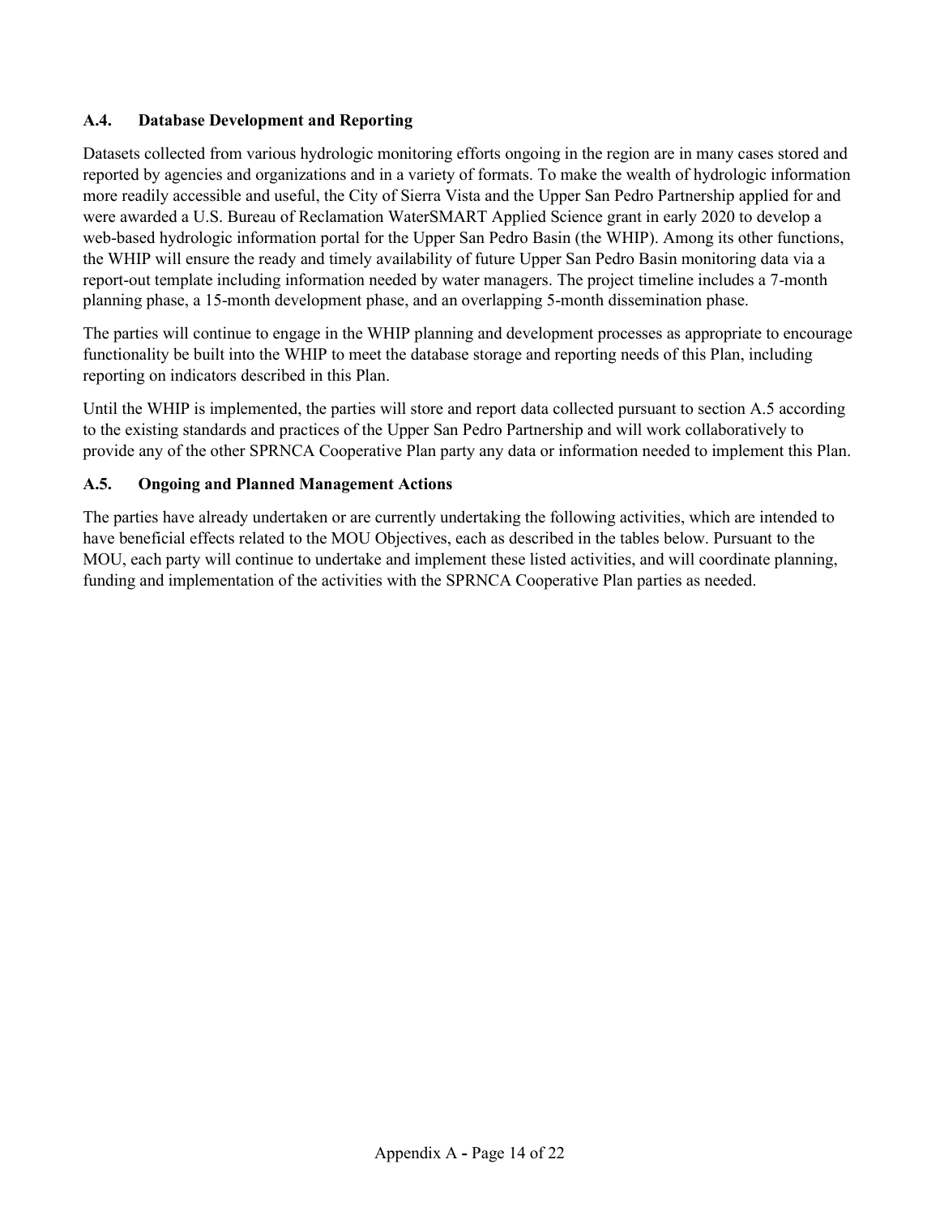### A.4. Database Development and Reporting

Datasets collected from various hydrologic monitoring efforts ongoing in the region are in many cases stored and reported by agencies and organizations and in a variety of formats. To make the wealth of hydrologic information more readily accessible and useful, the City of Sierra Vista and the Upper San Pedro Partnership applied for and were awarded a U.S. Bureau of Reclamation WaterSMART Applied Science grant in early 2020 to develop a web-based hydrologic information portal for the Upper San Pedro Basin (the WHIP). Among its other functions, the WHIP will ensure the ready and timely availability of future Upper San Pedro Basin monitoring data via a report-out template including information needed by water managers. The project timeline includes a 7-month planning phase, a 15-month development phase, and an overlapping 5-month dissemination phase.

The parties will continue to engage in the WHIP planning and development processes as appropriate to encourage functionality be built into the WHIP to meet the database storage and reporting needs of this Plan, including reporting on indicators described in this Plan.

Until the WHIP is implemented, the parties will store and report data collected pursuant to section A.5 according to the existing standards and practices of the Upper San Pedro Partnership and will work collaboratively to provide any of the other SPRNCA Cooperative Plan party any data or information needed to implement this Plan.

### A.5. Ongoing and Planned Management Actions

The parties have already undertaken or are currently undertaking the following activities, which are intended to have beneficial effects related to the MOU Objectives, each as described in the tables below. Pursuant to the MOU, each party will continue to undertake and implement these listed activities, and will coordinate planning, funding and implementation of the activities with the SPRNCA Cooperative Plan parties as needed.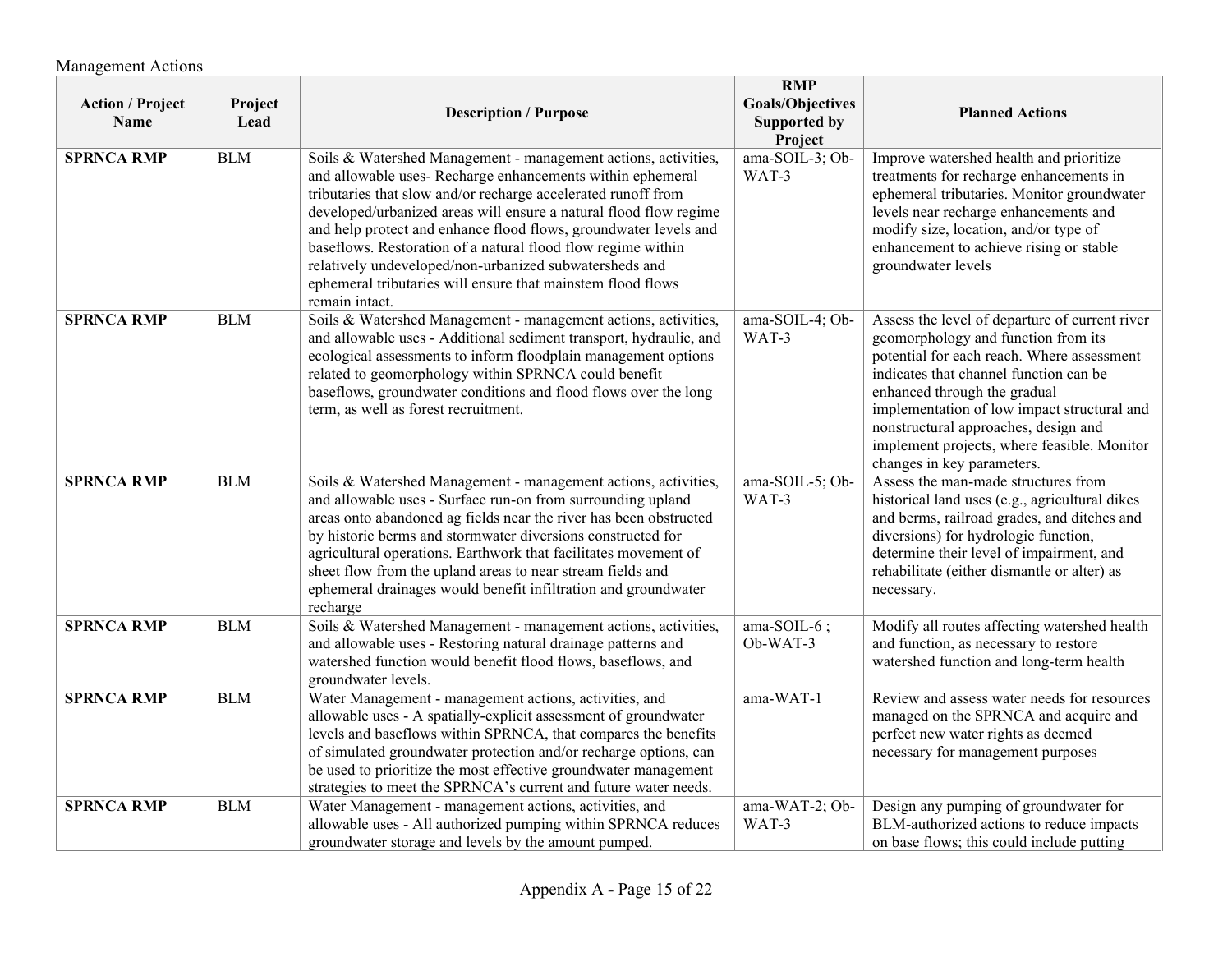Management Actions

| Action / Project Name | Project Lead | Description / Purpose | RMP Goals/Objectives Supported by Project | Planned Actions |
|---|---|---|---|---|
| **SPRNCA RMP** | BLM | Soils & Watershed Management - management actions, activities, and allowable uses- Recharge enhancements within ephemeral tributaries that slow and/or recharge accelerated runoff from developed/urbanized areas will ensure a natural flood flow regime and help protect and enhance flood flows, groundwater levels and baseflows. Restoration of a natural flood flow regime within relatively undeveloped/non-urbanized subwatersheds and ephemeral tributaries will ensure that mainstem flood flows remain intact. | ama-SOIL-3; Ob-WAT-3 | Improve watershed health and prioritize treatments for recharge enhancements in ephemeral tributaries. Monitor groundwater levels near recharge enhancements and modify size, location, and/or type of enhancement to achieve rising or stable groundwater levels |
| **SPRNCA RMP** | BLM | Soils & Watershed Management - management actions, activities, and allowable uses - Additional sediment transport, hydraulic, and ecological assessments to inform floodplain management options related to geomorphology within SPRNCA could benefit baseflows, groundwater conditions and flood flows over the long term, as well as forest recruitment. | ama-SOIL-4; Ob-WAT-3 | Assess the level of departure of current river geomorphology and function from its potential for each reach. Where assessment indicates that channel function can be enhanced through the gradual implementation of low impact structural and nonstructural approaches, design and implement projects, where feasible. Monitor changes in key parameters. |
| **SPRNCA RMP** | BLM | Soils & Watershed Management - management actions, activities, and allowable uses - Surface run-on from surrounding upland areas onto abandoned ag fields near the river has been obstructed by historic berms and stormwater diversions constructed for agricultural operations. Earthwork that facilitates movement of sheet flow from the upland areas to near stream fields and ephemeral drainages would benefit infiltration and groundwater recharge | ama-SOIL-5; Ob-WAT-3 | Assess the man-made structures from historical land uses (e.g., agricultural dikes and berms, railroad grades, and ditches and diversions) for hydrologic function, determine their level of impairment, and rehabilitate (either dismantle or alter) as necessary. |
| **SPRNCA RMP** | BLM | Soils & Watershed Management - management actions, activities, and allowable uses - Restoring natural drainage patterns and watershed function would benefit flood flows, baseflows, and groundwater levels. | ama-SOIL-6 ; Ob-WAT-3 | Modify all routes affecting watershed health and function, as necessary to restore watershed function and long-term health |
| **SPRNCA RMP** | BLM | Water Management - management actions, activities, and allowable uses - A spatially-explicit assessment of groundwater levels and baseflows within SPRNCA, that compares the benefits of simulated groundwater protection and/or recharge options, can be used to prioritize the most effective groundwater management strategies to meet the SPRNCA's current and future water needs. | ama-WAT-1 | Review and assess water needs for resources managed on the SPRNCA and acquire and perfect new water rights as deemed necessary for management purposes |
| **SPRNCA RMP** | BLM | Water Management - management actions, activities, and allowable uses - All authorized pumping within SPRNCA reduces groundwater storage and levels by the amount pumped. | ama-WAT-2; Ob-WAT-3 | Design any pumping of groundwater for BLM-authorized actions to reduce impacts on base flows; this could include putting |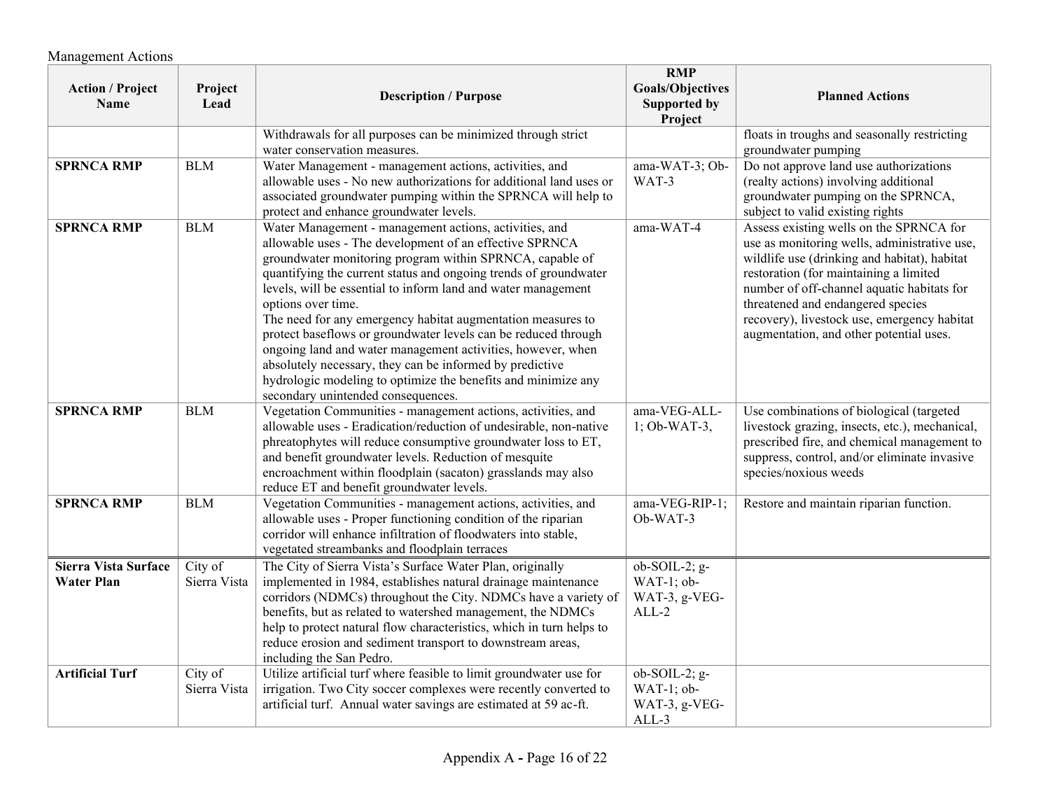Management Actions

| Action / Project Name | Project Lead | Description / Purpose | RMP Goals/Objectives Supported by Project | Planned Actions |
|---|---|---|---|---|
| | | Withdrawals for all purposes can be minimized through strict water conservation measures. | | floats in troughs and seasonally restricting groundwater pumping |
| **SPRNCA RMP** | BLM | Water Management - management actions, activities, and allowable uses - No new authorizations for additional land uses or associated groundwater pumping within the SPRNCA will help to protect and enhance groundwater levels. | ama-WAT-3; Ob-WAT-3 | Do not approve land use authorizations (realty actions) involving additional groundwater pumping on the SPRNCA, subject to valid existing rights |
| **SPRNCA RMP** | BLM | Water Management - management actions, activities, and allowable uses - The development of an effective SPRNCA groundwater monitoring program within SPRNCA, capable of quantifying the current status and ongoing trends of groundwater levels, will be essential to inform land and water management options over time.<br>The need for any emergency habitat augmentation measures to protect baseflows or groundwater levels can be reduced through ongoing land and water management activities, however, when absolutely necessary, they can be informed by predictive hydrologic modeling to optimize the benefits and minimize any secondary unintended consequences. | ama-WAT-4 | Assess existing wells on the SPRNCA for use as monitoring wells, administrative use, wildlife use (drinking and habitat), habitat restoration (for maintaining a limited number of off-channel aquatic habitats for threatened and endangered species recovery), livestock use, emergency habitat augmentation, and other potential uses. |
| **SPRNCA RMP** | BLM | Vegetation Communities - management actions, activities, and allowable uses - Eradication/reduction of undesirable, non-native phreatophytes will reduce consumptive groundwater loss to ET, and benefit groundwater levels. Reduction of mesquite encroachment within floodplain (sacaton) grasslands may also reduce ET and benefit groundwater levels. | ama-VEG-ALL-1; Ob-WAT-3, | Use combinations of biological (targeted livestock grazing, insects, etc.), mechanical, prescribed fire, and chemical management to suppress, control, and/or eliminate invasive species/noxious weeds |
| **SPRNCA RMP** | BLM | Vegetation Communities - management actions, activities, and allowable uses - Proper functioning condition of the riparian corridor will enhance infiltration of floodwaters into stable, vegetated streambanks and floodplain terraces | ama-VEG-RIP-1; Ob-WAT-3 | Restore and maintain riparian function. |
| **Sierra Vista Surface Water Plan** | City of Sierra Vista | The City of Sierra Vista's Surface Water Plan, originally implemented in 1984, establishes natural drainage maintenance corridors (NDMCs) throughout the City. NDMCs have a variety of benefits, but as related to watershed management, the NDMCs help to protect natural flow characteristics, which in turn helps to reduce erosion and sediment transport to downstream areas, including the San Pedro. | ob-SOIL-2; g-WAT-1; ob-WAT-3, g-VEG-ALL-2 | |
| **Artificial Turf** | City of Sierra Vista | Utilize artificial turf where feasible to limit groundwater use for irrigation. Two City soccer complexes were recently converted to artificial turf. Annual water savings are estimated at 59 ac-ft. | ob-SOIL-2; g-WAT-1; ob-WAT-3, g-VEG-ALL-3 | |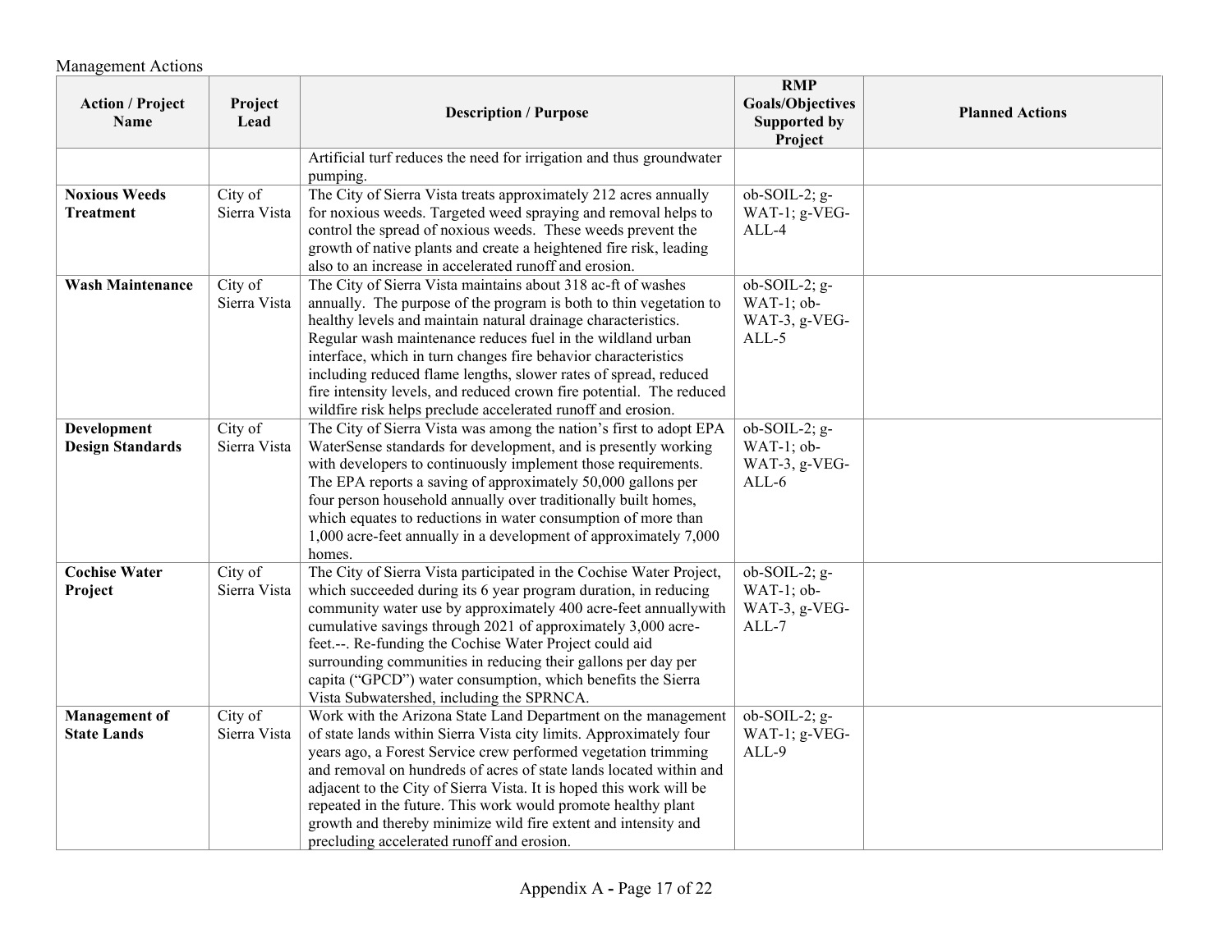Management Actions

| Action / Project Name | Project Lead | Description / Purpose | RMP Goals/Objectives Supported by Project | Planned Actions |
|---|---|---|---|---|
| | | Artificial turf reduces the need for irrigation and thus groundwater pumping. | | |
| **Noxious Weeds Treatment** | City of Sierra Vista | The City of Sierra Vista treats approximately 212 acres annually for noxious weeds. Targeted weed spraying and removal helps to control the spread of noxious weeds. These weeds prevent the growth of native plants and create a heightened fire risk, leading also to an increase in accelerated runoff and erosion. | ob-SOIL-2; g-WAT-1; g-VEG-ALL-4 | |
| **Wash Maintenance** | City of Sierra Vista | The City of Sierra Vista maintains about 318 ac-ft of washes annually. The purpose of the program is both to thin vegetation to healthy levels and maintain natural drainage characteristics. Regular wash maintenance reduces fuel in the wildland urban interface, which in turn changes fire behavior characteristics including reduced flame lengths, slower rates of spread, reduced fire intensity levels, and reduced crown fire potential. The reduced wildfire risk helps preclude accelerated runoff and erosion. | ob-SOIL-2; g-WAT-1; ob-WAT-3, g-VEG-ALL-5 | |
| **Development Design Standards** | City of Sierra Vista | The City of Sierra Vista was among the nation's first to adopt EPA WaterSense standards for development, and is presently working with developers to continuously implement those requirements. The EPA reports a saving of approximately 50,000 gallons per four person household annually over traditionally built homes, which equates to reductions in water consumption of more than 1,000 acre-feet annually in a development of approximately 7,000 homes. | ob-SOIL-2; g-WAT-1; ob-WAT-3, g-VEG-ALL-6 | |
| **Cochise Water Project** | City of Sierra Vista | The City of Sierra Vista participated in the Cochise Water Project, which succeeded during its 6 year program duration, in reducing community water use by approximately 400 acre-feet annuallywith cumulative savings through 2021 of approximately 3,000 acre-feet.--. Re-funding the Cochise Water Project could aid surrounding communities in reducing their gallons per day per capita ("GPCD") water consumption, which benefits the Sierra Vista Subwatershed, including the SPRNCA. | ob-SOIL-2; g-WAT-1; ob-WAT-3, g-VEG-ALL-7 | |
| **Management of State Lands** | City of Sierra Vista | Work with the Arizona State Land Department on the management of state lands within Sierra Vista city limits. Approximately four years ago, a Forest Service crew performed vegetation trimming and removal on hundreds of acres of state lands located within and adjacent to the City of Sierra Vista. It is hoped this work will be repeated in the future. This work would promote healthy plant growth and thereby minimize wild fire extent and intensity and precluding accelerated runoff and erosion. | ob-SOIL-2; g-WAT-1; g-VEG-ALL-9 | |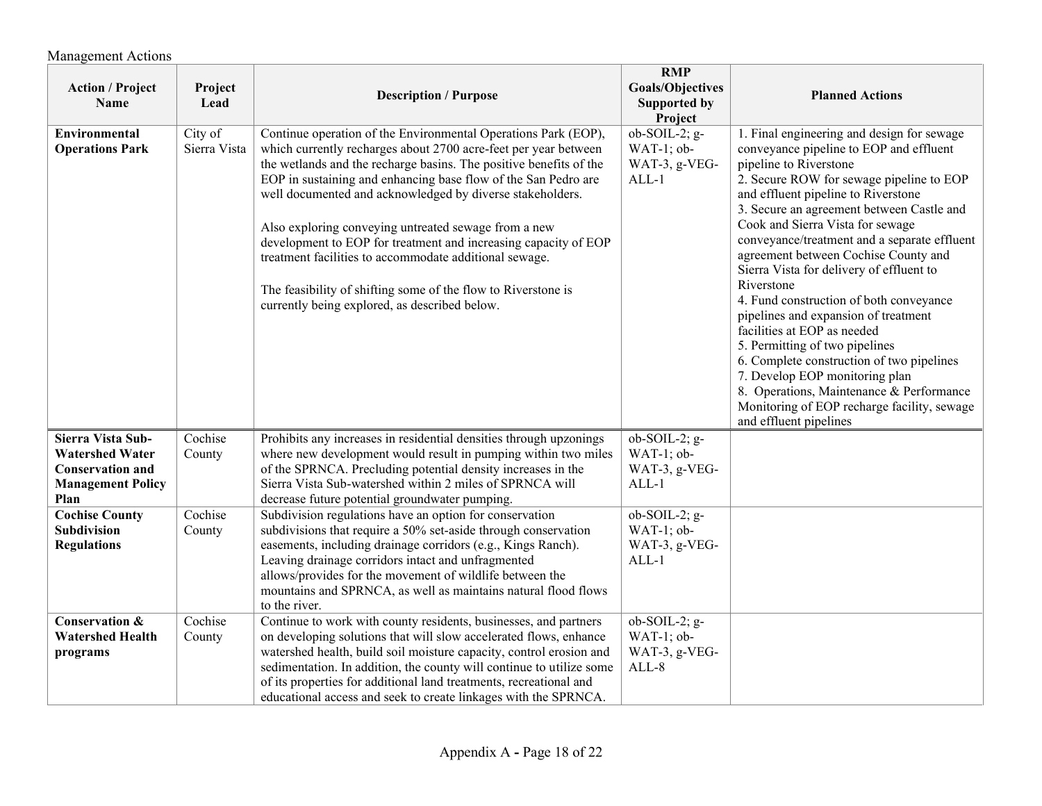Management Actions

| Action / Project Name | Project Lead | Description / Purpose | RMP Goals/Objectives Supported by Project | Planned Actions |
|---|---|---|---|---|
| **Environmental Operations Park** | City of Sierra Vista | Continue operation of the Environmental Operations Park (EOP), which currently recharges about 2700 acre-feet per year between the wetlands and the recharge basins. The positive benefits of the EOP in sustaining and enhancing base flow of the San Pedro are well documented and acknowledged by diverse stakeholders.<br><br>Also exploring conveying untreated sewage from a new development to EOP for treatment and increasing capacity of EOP treatment facilities to accommodate additional sewage.<br><br>The feasibility of shifting some of the flow to Riverstone is currently being explored, as described below. | ob-SOIL-2; g-WAT-1; ob-WAT-3, g-VEG-ALL-1 | 1. Final engineering and design for sewage conveyance pipeline to EOP and effluent pipeline to Riverstone<br>2. Secure ROW for sewage pipeline to EOP and effluent pipeline to Riverstone<br>3. Secure an agreement between Castle and Cook and Sierra Vista for sewage conveyance/treatment and a separate effluent agreement between Cochise County and Sierra Vista for delivery of effluent to Riverstone<br>4. Fund construction of both conveyance pipelines and expansion of treatment facilities at EOP as needed<br>5. Permitting of two pipelines<br>6. Complete construction of two pipelines<br>7. Develop EOP monitoring plan<br>8. Operations, Maintenance & Performance Monitoring of EOP recharge facility, sewage and effluent pipelines |
| **Sierra Vista Sub-Watershed Water Conservation and Management Policy Plan** | Cochise County | Prohibits any increases in residential densities through upzonings where new development would result in pumping within two miles of the SPRNCA. Precluding potential density increases in the Sierra Vista Sub-watershed within 2 miles of SPRNCA will decrease future potential groundwater pumping. | ob-SOIL-2; g-WAT-1; ob-WAT-3, g-VEG-ALL-1 | |
| **Cochise County Subdivision Regulations** | Cochise County | Subdivision regulations have an option for conservation subdivisions that require a 50% set-aside through conservation easements, including drainage corridors (e.g., Kings Ranch). Leaving drainage corridors intact and unfragmented allows/provides for the movement of wildlife between the mountains and SPRNCA, as well as maintains natural flood flows to the river. | ob-SOIL-2; g-WAT-1; ob-WAT-3, g-VEG-ALL-1 | |
| **Conservation & Watershed Health programs** | Cochise County | Continue to work with county residents, businesses, and partners on developing solutions that will slow accelerated flows, enhance watershed health, build soil moisture capacity, control erosion and sedimentation. In addition, the county will continue to utilize some of its properties for additional land treatments, recreational and educational access and seek to create linkages with the SPRNCA. | ob-SOIL-2; g-WAT-1; ob-WAT-3, g-VEG-ALL-8 | |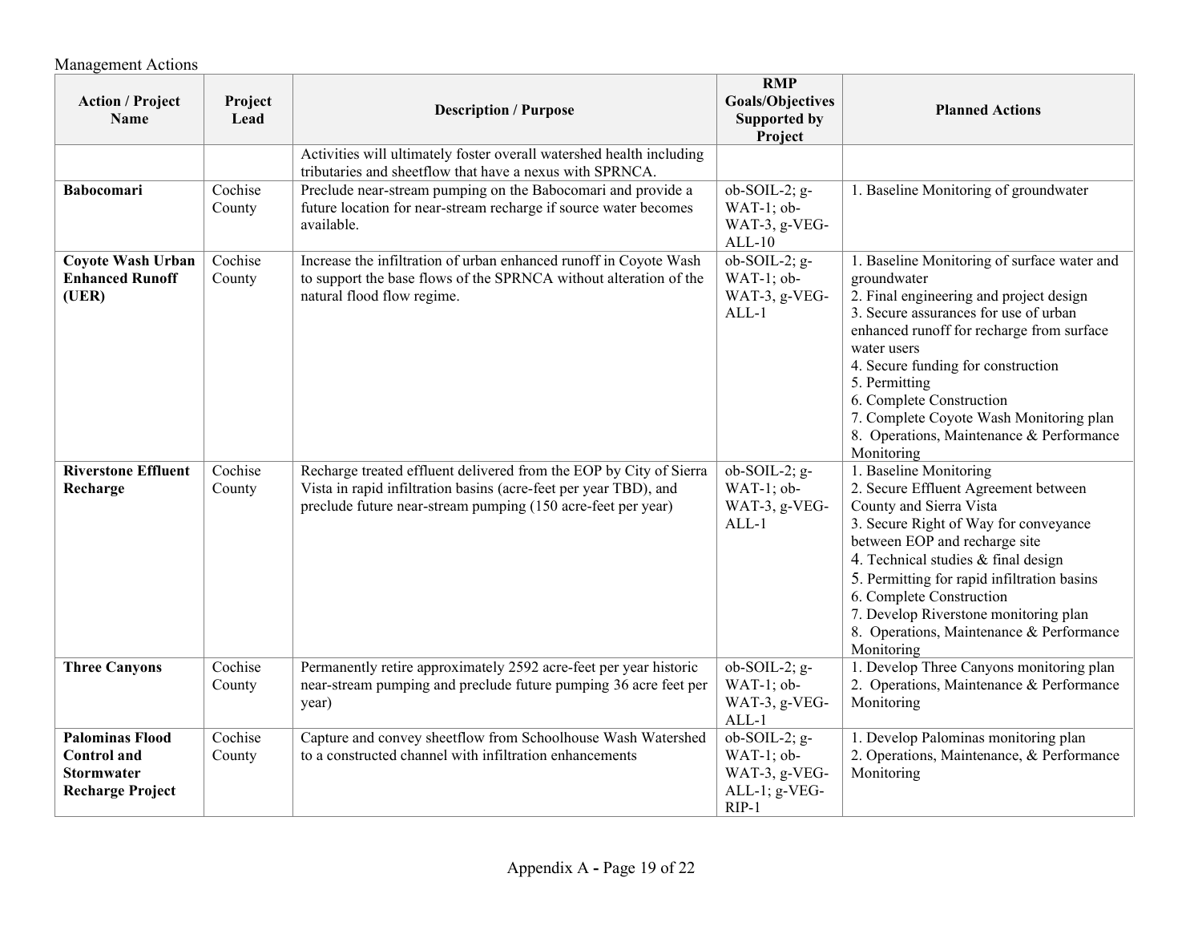Management Actions

| Action / Project Name | Project Lead | Description / Purpose | RMP Goals/Objectives Supported by Project | Planned Actions |
|---|---|---|---|---|
| | | Activities will ultimately foster overall watershed health including tributaries and sheetflow that have a nexus with SPRNCA. | | |
| **Babocomari** | Cochise County | Preclude near-stream pumping on the Babocomari and provide a future location for near-stream recharge if source water becomes available. | ob-SOIL-2; g-WAT-1; ob-WAT-3, g-VEG-ALL-10 | 1. Baseline Monitoring of groundwater |
| **Coyote Wash Urban Enhanced Runoff (UER)** | Cochise County | Increase the infiltration of urban enhanced runoff in Coyote Wash to support the base flows of the SPRNCA without alteration of the natural flood flow regime. | ob-SOIL-2; g-WAT-1; ob-WAT-3, g-VEG-ALL-1 | 1. Baseline Monitoring of surface water and groundwater<br>2. Final engineering and project design<br>3. Secure assurances for use of urban enhanced runoff for recharge from surface water users<br>4. Secure funding for construction<br>5. Permitting<br>6. Complete Construction<br>7. Complete Coyote Wash Monitoring plan<br>8. Operations, Maintenance & Performance Monitoring |
| **Riverstone Effluent Recharge** | Cochise County | Recharge treated effluent delivered from the EOP by City of Sierra Vista in rapid infiltration basins (acre-feet per year TBD), and preclude future near-stream pumping (150 acre-feet per year) | ob-SOIL-2; g-WAT-1; ob-WAT-3, g-VEG-ALL-1 | 1. Baseline Monitoring<br>2. Secure Effluent Agreement between County and Sierra Vista<br>3. Secure Right of Way for conveyance between EOP and recharge site<br>4. Technical studies & final design<br>5. Permitting for rapid infiltration basins<br>6. Complete Construction<br>7. Develop Riverstone monitoring plan<br>8. Operations, Maintenance & Performance Monitoring |
| **Three Canyons** | Cochise County | Permanently retire approximately 2592 acre-feet per year historic near-stream pumping and preclude future pumping 36 acre feet per year) | ob-SOIL-2; g-WAT-1; ob-WAT-3, g-VEG-ALL-1 | 1. Develop Three Canyons monitoring plan<br>2. Operations, Maintenance & Performance Monitoring |
| **Palominas Flood Control and Stormwater Recharge Project** | Cochise County | Capture and convey sheetflow from Schoolhouse Wash Watershed to a constructed channel with infiltration enhancements | ob-SOIL-2; g-WAT-1; ob-WAT-3, g-VEG-ALL-1; g-VEG-RIP-1 | 1. Develop Palominas monitoring plan<br>2. Operations, Maintenance, & Performance Monitoring |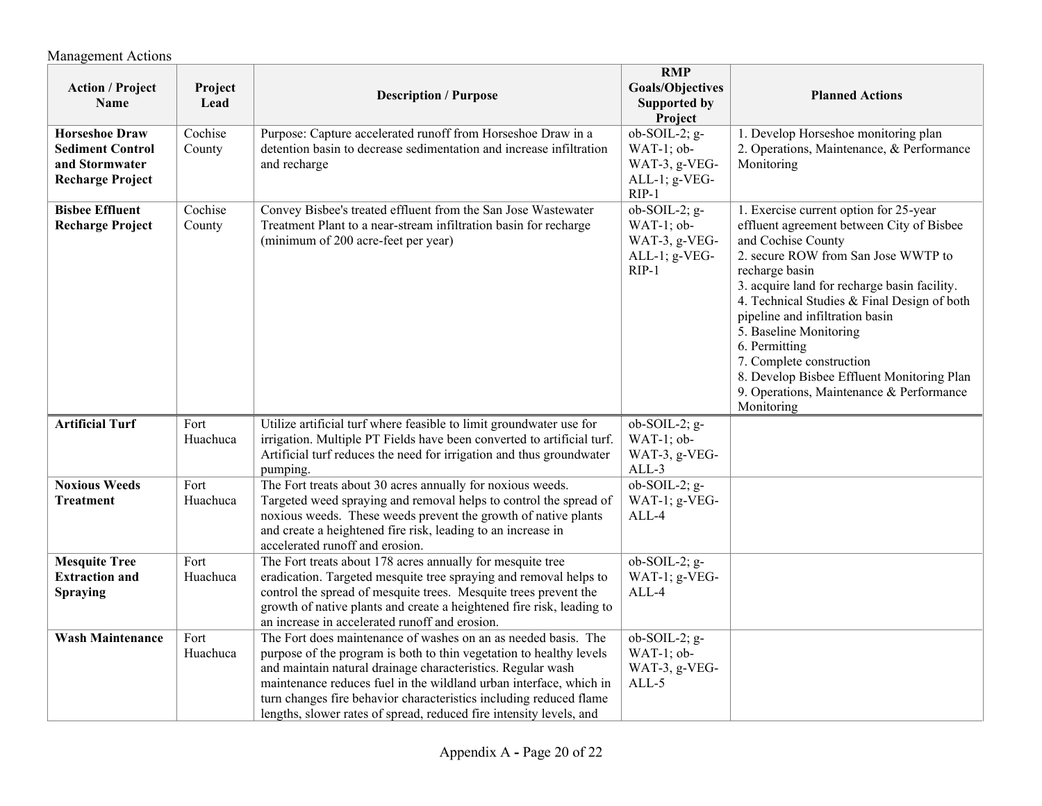Management Actions

| Action / Project Name | Project Lead | Description / Purpose | RMP Goals/Objectives Supported by Project | Planned Actions |
|---|---|---|---|---|
| **Horseshoe Draw Sediment Control and Stormwater Recharge Project** | Cochise County | Purpose: Capture accelerated runoff from Horseshoe Draw in a detention basin to decrease sedimentation and increase infiltration and recharge | ob-SOIL-2; g-WAT-1; ob-WAT-3, g-VEG-ALL-1; g-VEG-RIP-1 | 1. Develop Horseshoe monitoring plan<br>2. Operations, Maintenance, & Performance Monitoring |
| **Bisbee Effluent Recharge Project** | Cochise County | Convey Bisbee's treated effluent from the San Jose Wastewater Treatment Plant to a near-stream infiltration basin for recharge (minimum of 200 acre-feet per year) | ob-SOIL-2; g-WAT-1; ob-WAT-3, g-VEG-ALL-1; g-VEG-RIP-1 | 1. Exercise current option for 25-year effluent agreement between City of Bisbee and Cochise County<br>2. secure ROW from San Jose WWTP to recharge basin<br>3. acquire land for recharge basin facility.<br>4. Technical Studies & Final Design of both pipeline and infiltration basin<br>5. Baseline Monitoring<br>6. Permitting<br>7. Complete construction<br>8. Develop Bisbee Effluent Monitoring Plan<br>9. Operations, Maintenance & Performance Monitoring |
| **Artificial Turf** | Fort Huachuca | Utilize artificial turf where feasible to limit groundwater use for irrigation. Multiple PT Fields have been converted to artificial turf. Artificial turf reduces the need for irrigation and thus groundwater pumping. | ob-SOIL-2; g-WAT-1; ob-WAT-3, g-VEG-ALL-3 | |
| **Noxious Weeds Treatment** | Fort Huachuca | The Fort treats about 30 acres annually for noxious weeds. Targeted weed spraying and removal helps to control the spread of noxious weeds. These weeds prevent the growth of native plants and create a heightened fire risk, leading to an increase in accelerated runoff and erosion. | ob-SOIL-2; g-WAT-1; g-VEG-ALL-4 | |
| **Mesquite Tree Extraction and Spraying** | Fort Huachuca | The Fort treats about 178 acres annually for mesquite tree eradication. Targeted mesquite tree spraying and removal helps to control the spread of mesquite trees. Mesquite trees prevent the growth of native plants and create a heightened fire risk, leading to an increase in accelerated runoff and erosion. | ob-SOIL-2; g-WAT-1; g-VEG-ALL-4 | |
| **Wash Maintenance** | Fort Huachuca | The Fort does maintenance of washes on an as needed basis. The purpose of the program is both to thin vegetation to healthy levels and maintain natural drainage characteristics. Regular wash maintenance reduces fuel in the wildland urban interface, which in turn changes fire behavior characteristics including reduced flame lengths, slower rates of spread, reduced fire intensity levels, and | ob-SOIL-2; g-WAT-1; ob-WAT-3, g-VEG-ALL-5 | |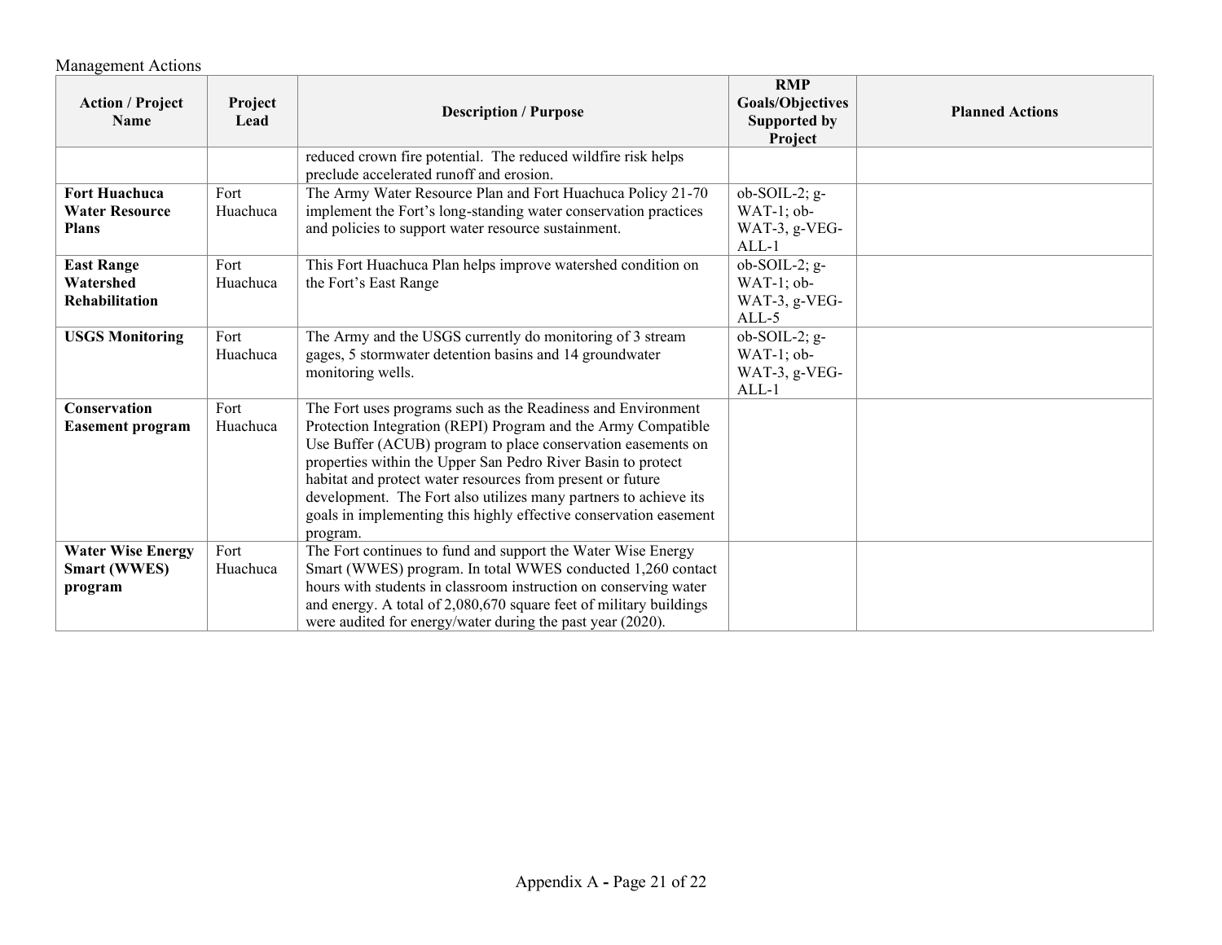Management Actions

| Action / Project Name | Project Lead | Description / Purpose | RMP Goals/Objectives Supported by Project | Planned Actions |
|---|---|---|---|---|
| | | reduced crown fire potential. The reduced wildfire risk helps preclude accelerated runoff and erosion. | | |
| **Fort Huachuca Water Resource Plans** | Fort Huachuca | The Army Water Resource Plan and Fort Huachuca Policy 21-70 implement the Fort's long-standing water conservation practices and policies to support water resource sustainment. | ob-SOIL-2; g-WAT-1; ob-WAT-3, g-VEG-ALL-1 | |
| **East Range Watershed Rehabilitation** | Fort Huachuca | This Fort Huachuca Plan helps improve watershed condition on the Fort's East Range | ob-SOIL-2; g-WAT-1; ob-WAT-3, g-VEG-ALL-5 | |
| **USGS Monitoring** | Fort Huachuca | The Army and the USGS currently do monitoring of 3 stream gages, 5 stormwater detention basins and 14 groundwater monitoring wells. | ob-SOIL-2; g-WAT-1; ob-WAT-3, g-VEG-ALL-1 | |
| **Conservation Easement program** | Fort Huachuca | The Fort uses programs such as the Readiness and Environment Protection Integration (REPI) Program and the Army Compatible Use Buffer (ACUB) program to place conservation easements on properties within the Upper San Pedro River Basin to protect habitat and protect water resources from present or future development. The Fort also utilizes many partners to achieve its goals in implementing this highly effective conservation easement program. | | |
| **Water Wise Energy Smart (WWES) program** | Fort Huachuca | The Fort continues to fund and support the Water Wise Energy Smart (WWES) program. In total WWES conducted 1,260 contact hours with students in classroom instruction on conserving water and energy. A total of 2,080,670 square feet of military buildings were audited for energy/water during the past year (2020). | | |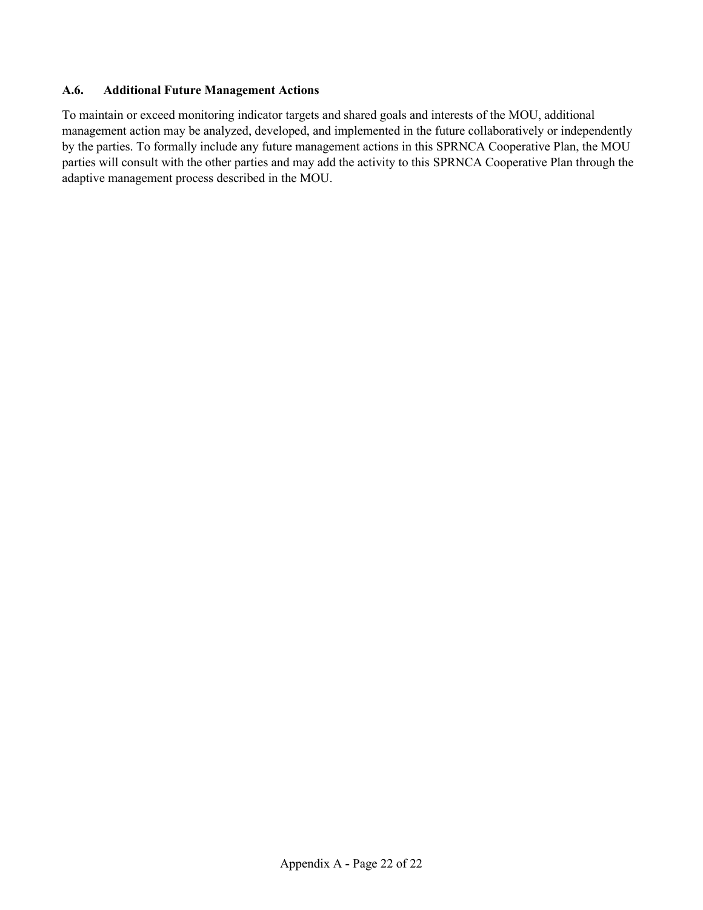### A.6. Additional Future Management Actions

To maintain or exceed monitoring indicator targets and shared goals and interests of the MOU, additional management action may be analyzed, developed, and implemented in the future collaboratively or independently by the parties. To formally include any future management actions in this SPRNCA Cooperative Plan, the MOU parties will consult with the other parties and may add the activity to this SPRNCA Cooperative Plan through the adaptive management process described in the MOU.